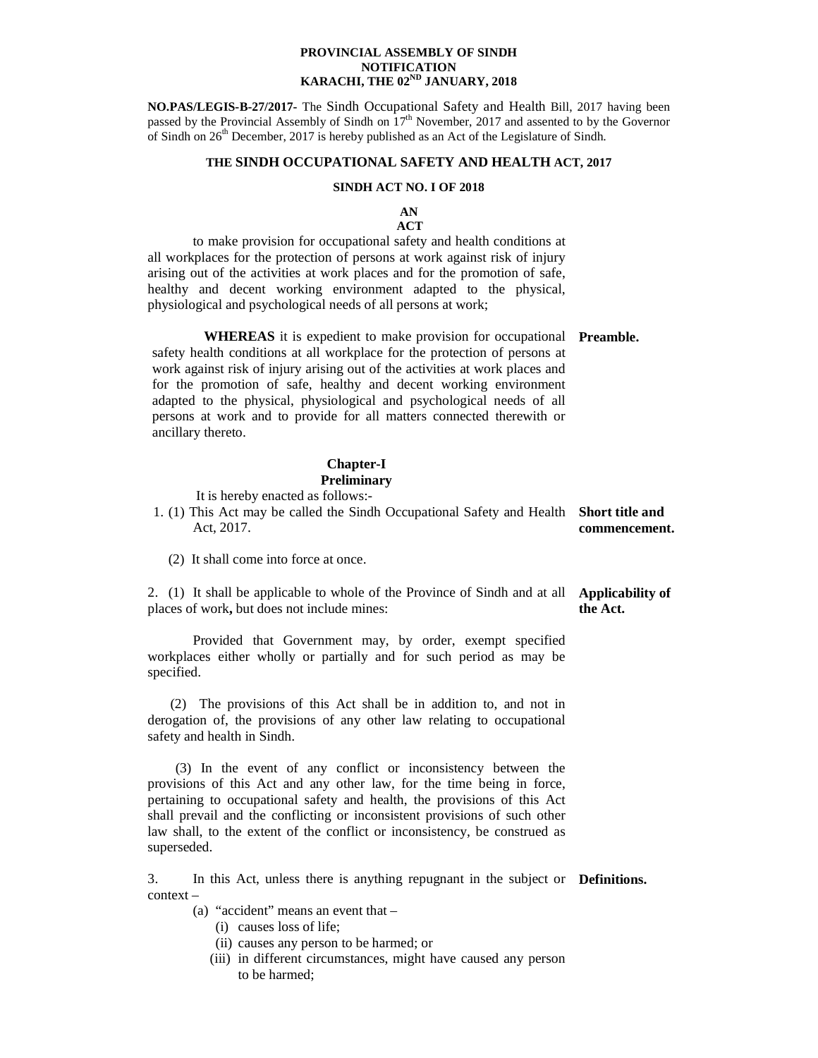**PROVINCIAL ASSEMBLY OF SINDH**
**NOTIFICATION**
**KARACHI, THE 02[ND] JANUARY, 2018**

**NO.PAS/LEGIS-B-27/2017-** The Sindh Occupational Safety and Health Bill, 2017 having been passed by the Provincial Assembly of Sindh on 17[th] November, 2017 and assented to by the Governor of Sindh on 26[th] December, 2017 is hereby published as an Act of the Legislature of Sindh.

# THE SINDH OCCUPATIONAL SAFETY AND HEALTH ACT, 2017

## SINDH ACT NO. I OF 2018

### AN ACT

to make provision for occupational safety and health conditions at all workplaces for the protection of persons at work against risk of injury arising out of the activities at work places and for the promotion of safe, healthy and decent working environment adapted to the physical, physiological and psychological needs of all persons at work;

**Preamble.**

**WHEREAS** it is expedient to make provision for occupational safety health conditions at all workplace for the protection of persons at work against risk of injury arising out of the activities at work places and for the promotion of safe, healthy and decent working environment adapted to the physical, physiological and psychological needs of all persons at work and to provide for all matters connected therewith or ancillary thereto.

## Chapter-I
## Preliminary

It is hereby enacted as follows:-

**Short title and commencement.**

1. (1) This Act may be called the Sindh Occupational Safety and Health Act, 2017.

   (2) It shall come into force at once.

**Applicability of the Act.**

2. (1) It shall be applicable to whole of the Province of Sindh and at all places of work**,** but does not include mines:

   Provided that Government may, by order, exempt specified workplaces either wholly or partially and for such period as may be specified.

   (2) The provisions of this Act shall be in addition to, and not in derogation of, the provisions of any other law relating to occupational safety and health in Sindh.

   (3) In the event of any conflict or inconsistency between the provisions of this Act and any other law, for the time being in force, pertaining to occupational safety and health, the provisions of this Act shall prevail and the conflicting or inconsistent provisions of such other law shall, to the extent of the conflict or inconsistency, be construed as superseded.

**Definitions.**

3. In this Act, unless there is anything repugnant in the subject or context –

   (a) "accident" means an event that –
      (i) causes loss of life;
      (ii) causes any person to be harmed; or
      (iii) in different circumstances, might have caused any person to be harmed;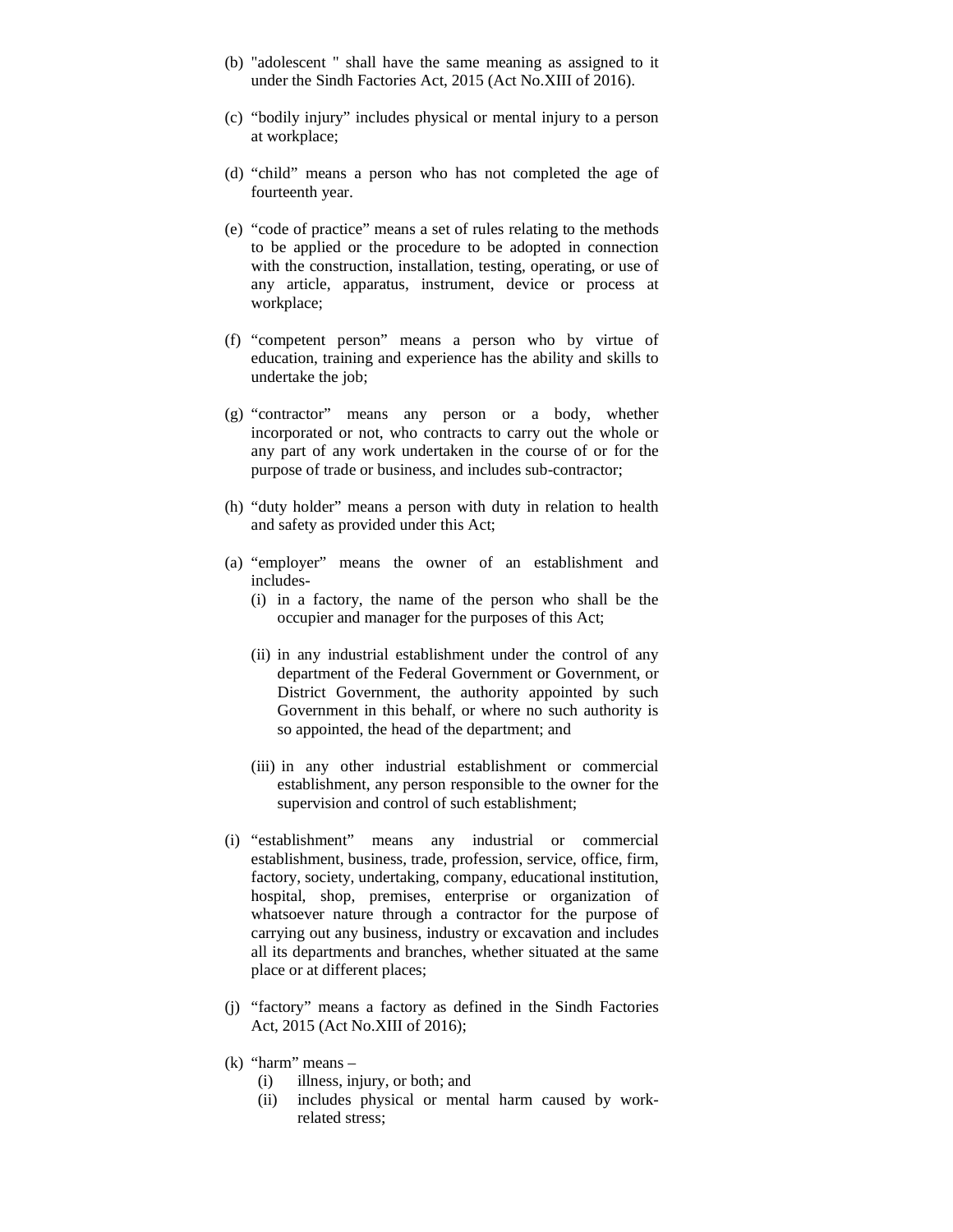(b) "adolescent " shall have the same meaning as assigned to it under the Sindh Factories Act, 2015 (Act No.XIII of 2016).

(c) "bodily injury" includes physical or mental injury to a person at workplace;

(d) "child" means a person who has not completed the age of fourteenth year.

(e) "code of practice" means a set of rules relating to the methods to be applied or the procedure to be adopted in connection with the construction, installation, testing, operating, or use of any article, apparatus, instrument, device or process at workplace;

(f) "competent person" means a person who by virtue of education, training and experience has the ability and skills to undertake the job;

(g) "contractor" means any person or a body, whether incorporated or not, who contracts to carry out the whole or any part of any work undertaken in the course of or for the purpose of trade or business, and includes sub-contractor;

(h) "duty holder" means a person with duty in relation to health and safety as provided under this Act;

(a) "employer" means the owner of an establishment and includes-

   (i) in a factory, the name of the person who shall be the occupier and manager for the purposes of this Act;

   (ii) in any industrial establishment under the control of any department of the Federal Government or Government, or District Government, the authority appointed by such Government in this behalf, or where no such authority is so appointed, the head of the department; and

   (iii) in any other industrial establishment or commercial establishment, any person responsible to the owner for the supervision and control of such establishment;

(i) "establishment" means any industrial or commercial establishment, business, trade, profession, service, office, firm, factory, society, undertaking, company, educational institution, hospital, shop, premises, enterprise or organization of whatsoever nature through a contractor for the purpose of carrying out any business, industry or excavation and includes all its departments and branches, whether situated at the same place or at different places;

(j) "factory" means a factory as defined in the Sindh Factories Act, 2015 (Act No.XIII of 2016);

(k) "harm" means –

   (i) illness, injury, or both; and

   (ii) includes physical or mental harm caused by work-related stress;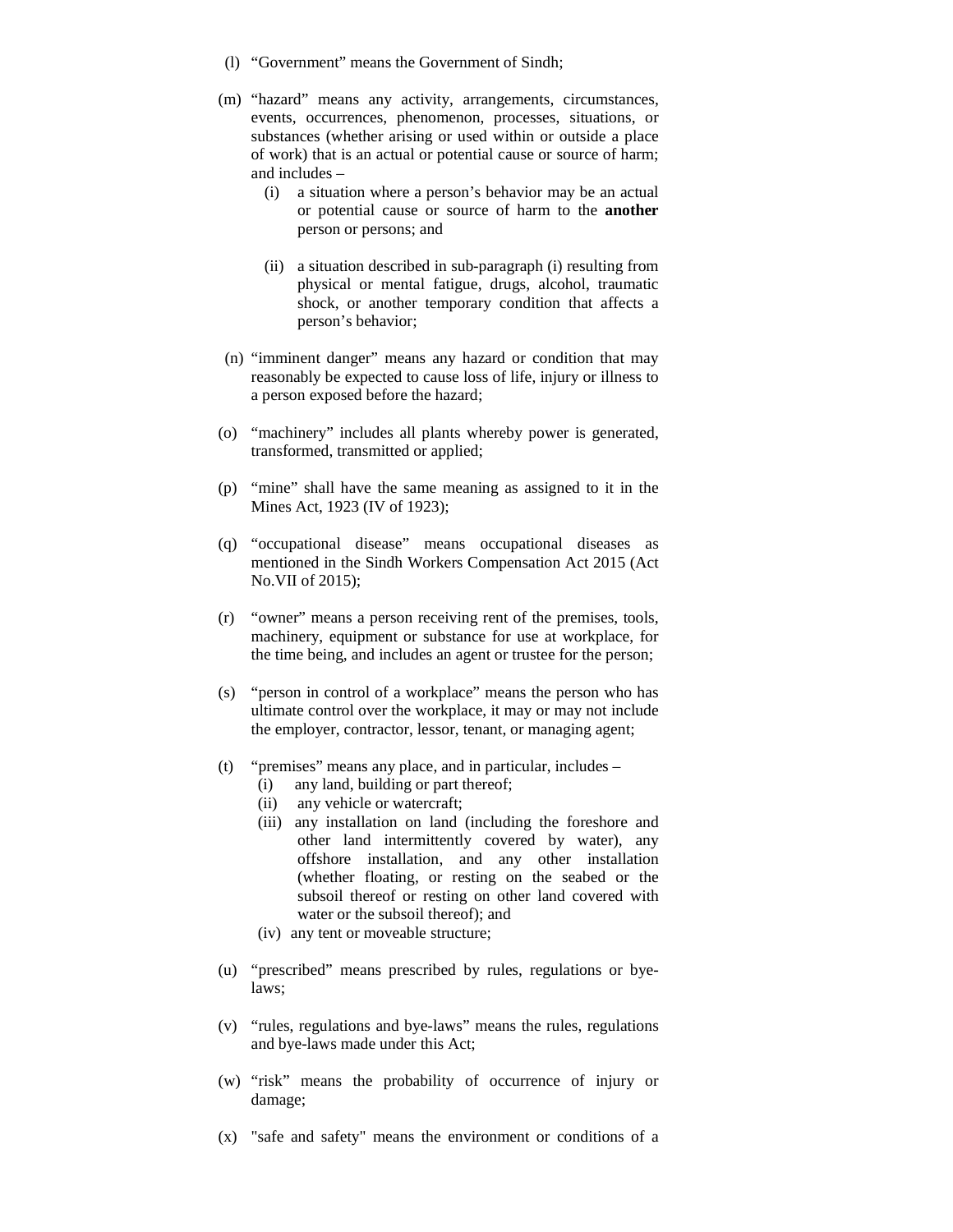(l) "Government" means the Government of Sindh;

(m) "hazard" means any activity, arrangements, circumstances, events, occurrences, phenomenon, processes, situations, or substances (whether arising or used within or outside a place of work) that is an actual or potential cause or source of harm; and includes –

  (i) a situation where a person's behavior may be an actual or potential cause or source of harm to the **another** person or persons; and

  (ii) a situation described in sub-paragraph (i) resulting from physical or mental fatigue, drugs, alcohol, traumatic shock, or another temporary condition that affects a person's behavior;

(n) "imminent danger" means any hazard or condition that may reasonably be expected to cause loss of life, injury or illness to a person exposed before the hazard;

(o) "machinery" includes all plants whereby power is generated, transformed, transmitted or applied;

(p) "mine" shall have the same meaning as assigned to it in the Mines Act, 1923 (IV of 1923);

(q) "occupational disease" means occupational diseases as mentioned in the Sindh Workers Compensation Act 2015 (Act No.VII of 2015);

(r) "owner" means a person receiving rent of the premises, tools, machinery, equipment or substance for use at workplace, for the time being, and includes an agent or trustee for the person;

(s) "person in control of a workplace" means the person who has ultimate control over the workplace, it may or may not include the employer, contractor, lessor, tenant, or managing agent;

(t) "premises" means any place, and in particular, includes –

  (i) any land, building or part thereof;

  (ii) any vehicle or watercraft;

  (iii) any installation on land (including the foreshore and other land intermittently covered by water), any offshore installation, and any other installation (whether floating, or resting on the seabed or the subsoil thereof or resting on other land covered with water or the subsoil thereof); and

  (iv) any tent or moveable structure;

(u) "prescribed" means prescribed by rules, regulations or bye-laws;

(v) "rules, regulations and bye-laws" means the rules, regulations and bye-laws made under this Act;

(w) "risk" means the probability of occurrence of injury or damage;

(x) "safe and safety" means the environment or conditions of a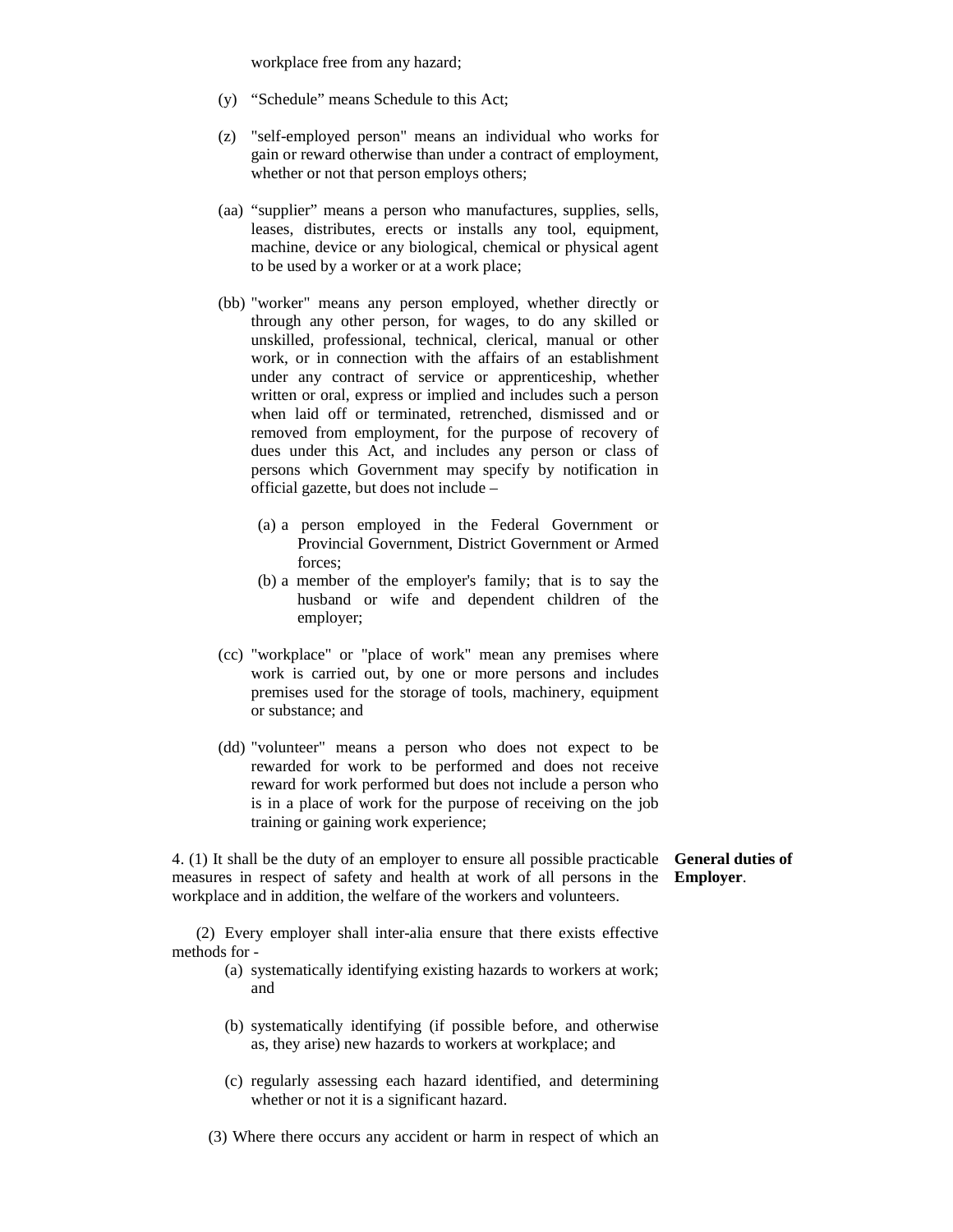workplace free from any hazard;

(y) "Schedule" means Schedule to this Act;

(z) "self-employed person" means an individual who works for gain or reward otherwise than under a contract of employment, whether or not that person employs others;

(aa) "supplier" means a person who manufactures, supplies, sells, leases, distributes, erects or installs any tool, equipment, machine, device or any biological, chemical or physical agent to be used by a worker or at a work place;

(bb) "worker" means any person employed, whether directly or through any other person, for wages, to do any skilled or unskilled, professional, technical, clerical, manual or other work, or in connection with the affairs of an establishment under any contract of service or apprenticeship, whether written or oral, express or implied and includes such a person when laid off or terminated, retrenched, dismissed and or removed from employment, for the purpose of recovery of dues under this Act, and includes any person or class of persons which Government may specify by notification in official gazette, but does not include –

(a) a person employed in the Federal Government or Provincial Government, District Government or Armed forces;

(b) a member of the employer's family; that is to say the husband or wife and dependent children of the employer;

(cc) "workplace" or "place of work" mean any premises where work is carried out, by one or more persons and includes premises used for the storage of tools, machinery, equipment or substance; and

(dd) "volunteer" means a person who does not expect to be rewarded for work to be performed and does not receive reward for work performed but does not include a person who is in a place of work for the purpose of receiving on the job training or gaining work experience;

**General duties of Employer**.

4. (1) It shall be the duty of an employer to ensure all possible practicable measures in respect of safety and health at work of all persons in the workplace and in addition, the welfare of the workers and volunteers.

(2) Every employer shall inter-alia ensure that there exists effective methods for -

(a) systematically identifying existing hazards to workers at work; and

(b) systematically identifying (if possible before, and otherwise as, they arise) new hazards to workers at workplace; and

(c) regularly assessing each hazard identified, and determining whether or not it is a significant hazard.

(3) Where there occurs any accident or harm in respect of which an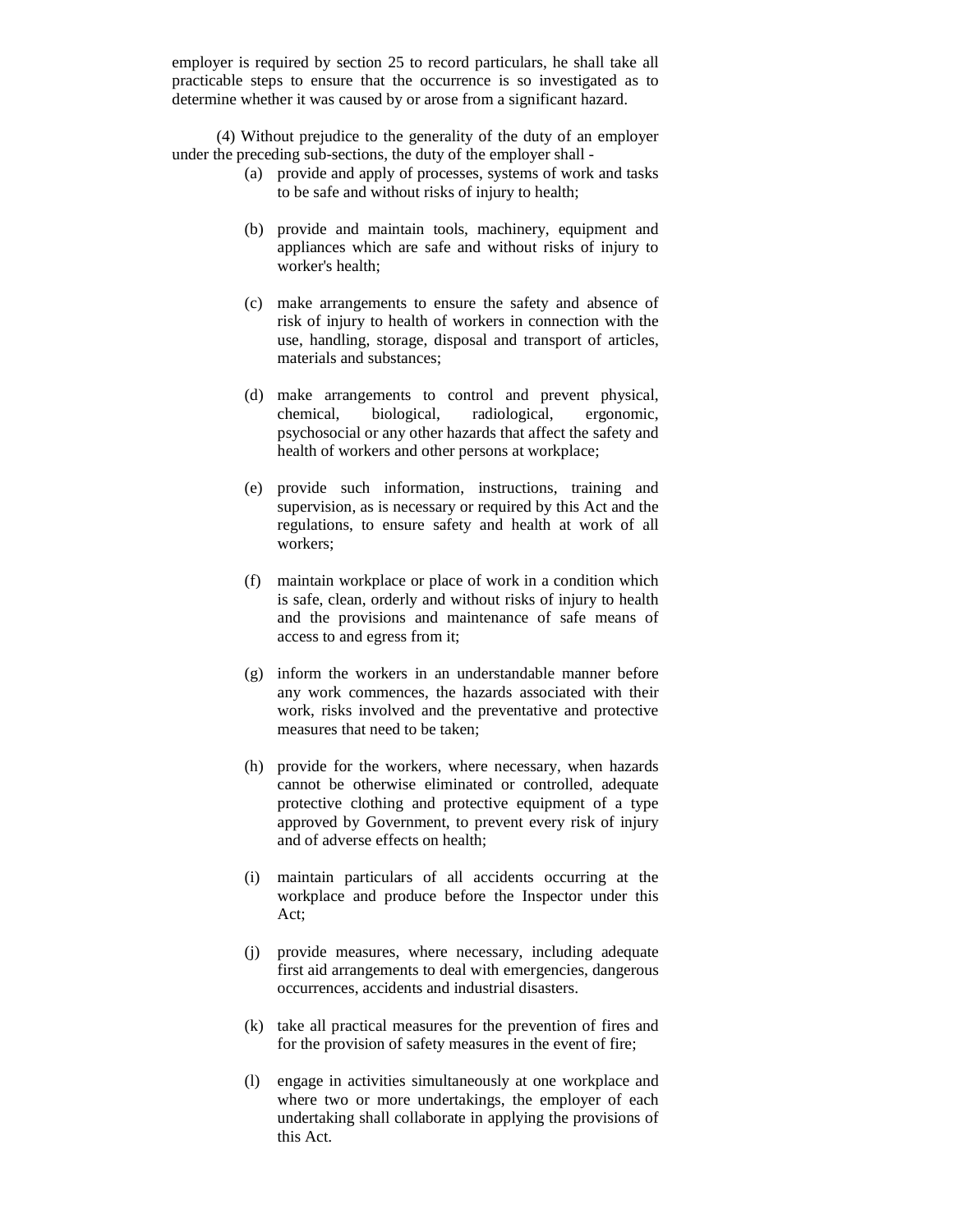employer is required by section 25 to record particulars, he shall take all practicable steps to ensure that the occurrence is so investigated as to determine whether it was caused by or arose from a significant hazard.

(4) Without prejudice to the generality of the duty of an employer under the preceding sub-sections, the duty of the employer shall -

(a) provide and apply of processes, systems of work and tasks to be safe and without risks of injury to health;

(b) provide and maintain tools, machinery, equipment and appliances which are safe and without risks of injury to worker's health;

(c) make arrangements to ensure the safety and absence of risk of injury to health of workers in connection with the use, handling, storage, disposal and transport of articles, materials and substances;

(d) make arrangements to control and prevent physical, chemical, biological, radiological, ergonomic, psychosocial or any other hazards that affect the safety and health of workers and other persons at workplace;

(e) provide such information, instructions, training and supervision, as is necessary or required by this Act and the regulations, to ensure safety and health at work of all workers;

(f) maintain workplace or place of work in a condition which is safe, clean, orderly and without risks of injury to health and the provisions and maintenance of safe means of access to and egress from it;

(g) inform the workers in an understandable manner before any work commences, the hazards associated with their work, risks involved and the preventative and protective measures that need to be taken;

(h) provide for the workers, where necessary, when hazards cannot be otherwise eliminated or controlled, adequate protective clothing and protective equipment of a type approved by Government, to prevent every risk of injury and of adverse effects on health;

(i) maintain particulars of all accidents occurring at the workplace and produce before the Inspector under this Act;

(j) provide measures, where necessary, including adequate first aid arrangements to deal with emergencies, dangerous occurrences, accidents and industrial disasters.

(k) take all practical measures for the prevention of fires and for the provision of safety measures in the event of fire;

(l) engage in activities simultaneously at one workplace and where two or more undertakings, the employer of each undertaking shall collaborate in applying the provisions of this Act.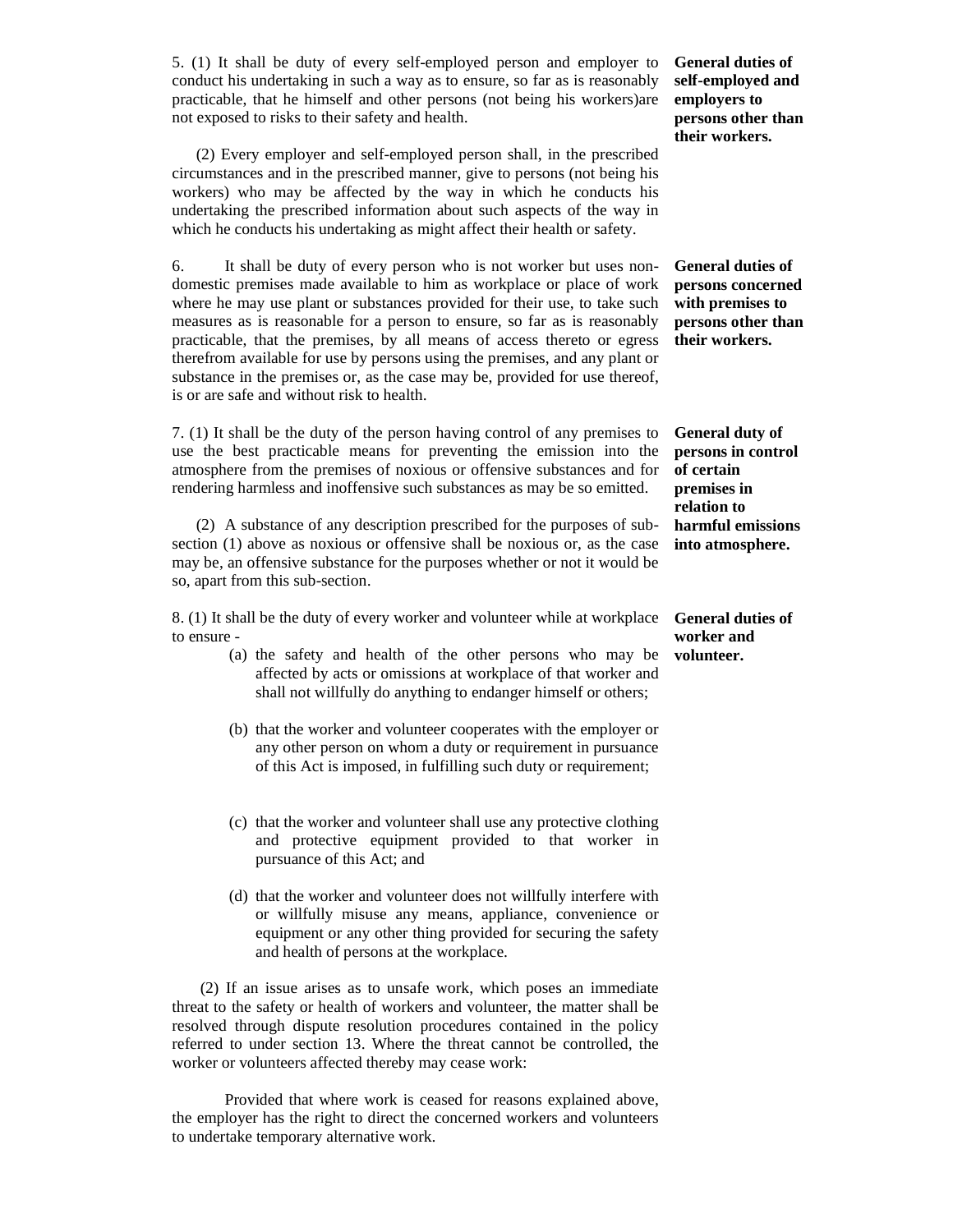**General duties of self-employed and employers to persons other than their workers.**

5. (1) It shall be duty of every self-employed person and employer to conduct his undertaking in such a way as to ensure, so far as is reasonably practicable, that he himself and other persons (not being his workers)are not exposed to risks to their safety and health.

(2) Every employer and self-employed person shall, in the prescribed circumstances and in the prescribed manner, give to persons (not being his workers) who may be affected by the way in which he conducts his undertaking the prescribed information about such aspects of the way in which he conducts his undertaking as might affect their health or safety.

**General duties of persons concerned with premises to persons other than their workers.**

6. It shall be duty of every person who is not worker but uses non-domestic premises made available to him as workplace or place of work where he may use plant or substances provided for their use, to take such measures as is reasonable for a person to ensure, so far as is reasonably practicable, that the premises, by all means of access thereto or egress therefrom available for use by persons using the premises, and any plant or substance in the premises or, as the case may be, provided for use thereof, is or are safe and without risk to health.

**General duty of persons in control of certain premises in relation to harmful emissions into atmosphere.**

7. (1) It shall be the duty of the person having control of any premises to use the best practicable means for preventing the emission into the atmosphere from the premises of noxious or offensive substances and for rendering harmless and inoffensive such substances as may be so emitted.

(2) A substance of any description prescribed for the purposes of sub-section (1) above as noxious or offensive shall be noxious or, as the case may be, an offensive substance for the purposes whether or not it would be so, apart from this sub-section.

**General duties of worker and volunteer.**

8. (1) It shall be the duty of every worker and volunteer while at workplace to ensure -

(a) the safety and health of the other persons who may be affected by acts or omissions at workplace of that worker and shall not willfully do anything to endanger himself or others;

(b) that the worker and volunteer cooperates with the employer or any other person on whom a duty or requirement in pursuance of this Act is imposed, in fulfilling such duty or requirement;

(c) that the worker and volunteer shall use any protective clothing and protective equipment provided to that worker in pursuance of this Act; and

(d) that the worker and volunteer does not willfully interfere with or willfully misuse any means, appliance, convenience or equipment or any other thing provided for securing the safety and health of persons at the workplace.

(2) If an issue arises as to unsafe work, which poses an immediate threat to the safety or health of workers and volunteer, the matter shall be resolved through dispute resolution procedures contained in the policy referred to under section 13. Where the threat cannot be controlled, the worker or volunteers affected thereby may cease work:

Provided that where work is ceased for reasons explained above, the employer has the right to direct the concerned workers and volunteers to undertake temporary alternative work.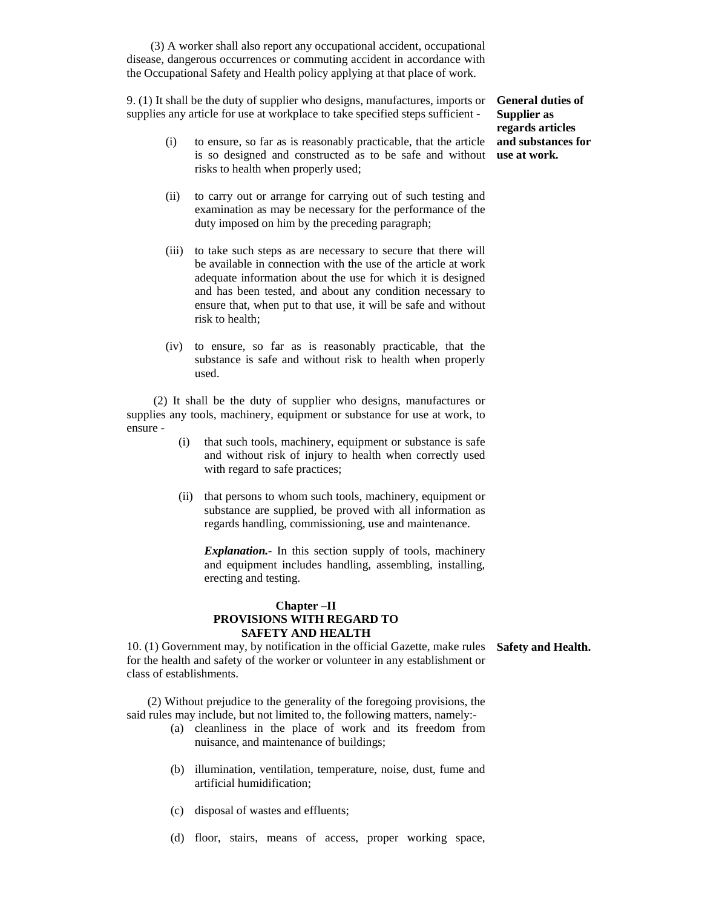(3) A worker shall also report any occupational accident, occupational disease, dangerous occurrences or commuting accident in accordance with the Occupational Safety and Health policy applying at that place of work.

**General duties of Supplier as regards articles and substances for use at work.**

9. (1) It shall be the duty of supplier who designs, manufactures, imports or supplies any article for use at workplace to take specified steps sufficient -

(i) to ensure, so far as is reasonably practicable, that the article is so designed and constructed as to be safe and without risks to health when properly used;

(ii) to carry out or arrange for carrying out of such testing and examination as may be necessary for the performance of the duty imposed on him by the preceding paragraph;

(iii) to take such steps as are necessary to secure that there will be available in connection with the use of the article at work adequate information about the use for which it is designed and has been tested, and about any condition necessary to ensure that, when put to that use, it will be safe and without risk to health;

(iv) to ensure, so far as is reasonably practicable, that the substance is safe and without risk to health when properly used.

(2) It shall be the duty of supplier who designs, manufactures or supplies any tools, machinery, equipment or substance for use at work, to ensure -

(i) that such tools, machinery, equipment or substance is safe and without risk of injury to health when correctly used with regard to safe practices;

(ii) that persons to whom such tools, machinery, equipment or substance are supplied, be proved with all information as regards handling, commissioning, use and maintenance.

***Explanation.***- In this section supply of tools, machinery and equipment includes handling, assembling, installing, erecting and testing.

## Chapter –II
## PROVISIONS WITH REGARD TO SAFETY AND HEALTH

**Safety and Health.**

10. (1) Government may, by notification in the official Gazette, make rules for the health and safety of the worker or volunteer in any establishment or class of establishments.

(2) Without prejudice to the generality of the foregoing provisions, the said rules may include, but not limited to, the following matters, namely:-

(a) cleanliness in the place of work and its freedom from nuisance, and maintenance of buildings;

(b) illumination, ventilation, temperature, noise, dust, fume and artificial humidification;

(c) disposal of wastes and effluents;

(d) floor, stairs, means of access, proper working space,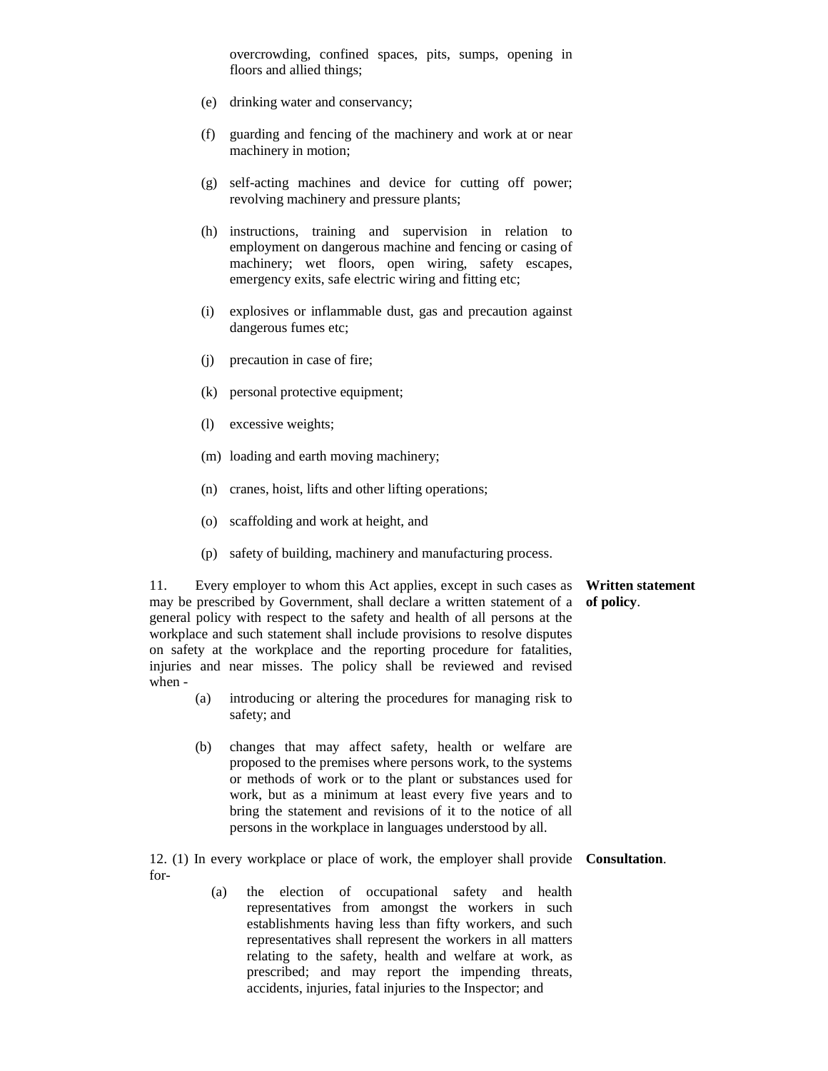overcrowding, confined spaces, pits, sumps, opening in floors and allied things;

(e) drinking water and conservancy;

(f) guarding and fencing of the machinery and work at or near machinery in motion;

(g) self-acting machines and device for cutting off power; revolving machinery and pressure plants;

(h) instructions, training and supervision in relation to employment on dangerous machine and fencing or casing of machinery; wet floors, open wiring, safety escapes, emergency exits, safe electric wiring and fitting etc;

(i) explosives or inflammable dust, gas and precaution against dangerous fumes etc;

(j) precaution in case of fire;

(k) personal protective equipment;

(l) excessive weights;

(m) loading and earth moving machinery;

(n) cranes, hoist, lifts and other lifting operations;

(o) scaffolding and work at height, and

(p) safety of building, machinery and manufacturing process.

**Written statement of policy**.

11. Every employer to whom this Act applies, except in such cases as may be prescribed by Government, shall declare a written statement of a general policy with respect to the safety and health of all persons at the workplace and such statement shall include provisions to resolve disputes on safety at the workplace and the reporting procedure for fatalities, injuries and near misses. The policy shall be reviewed and revised when -

(a) introducing or altering the procedures for managing risk to safety; and

(b) changes that may affect safety, health or welfare are proposed to the premises where persons work, to the systems or methods of work or to the plant or substances used for work, but as a minimum at least every five years and to bring the statement and revisions of it to the notice of all persons in the workplace in languages understood by all.

**Consultation**.

12. (1) In every workplace or place of work, the employer shall provide for-

(a) the election of occupational safety and health representatives from amongst the workers in such establishments having less than fifty workers, and such representatives shall represent the workers in all matters relating to the safety, health and welfare at work, as prescribed; and may report the impending threats, accidents, injuries, fatal injuries to the Inspector; and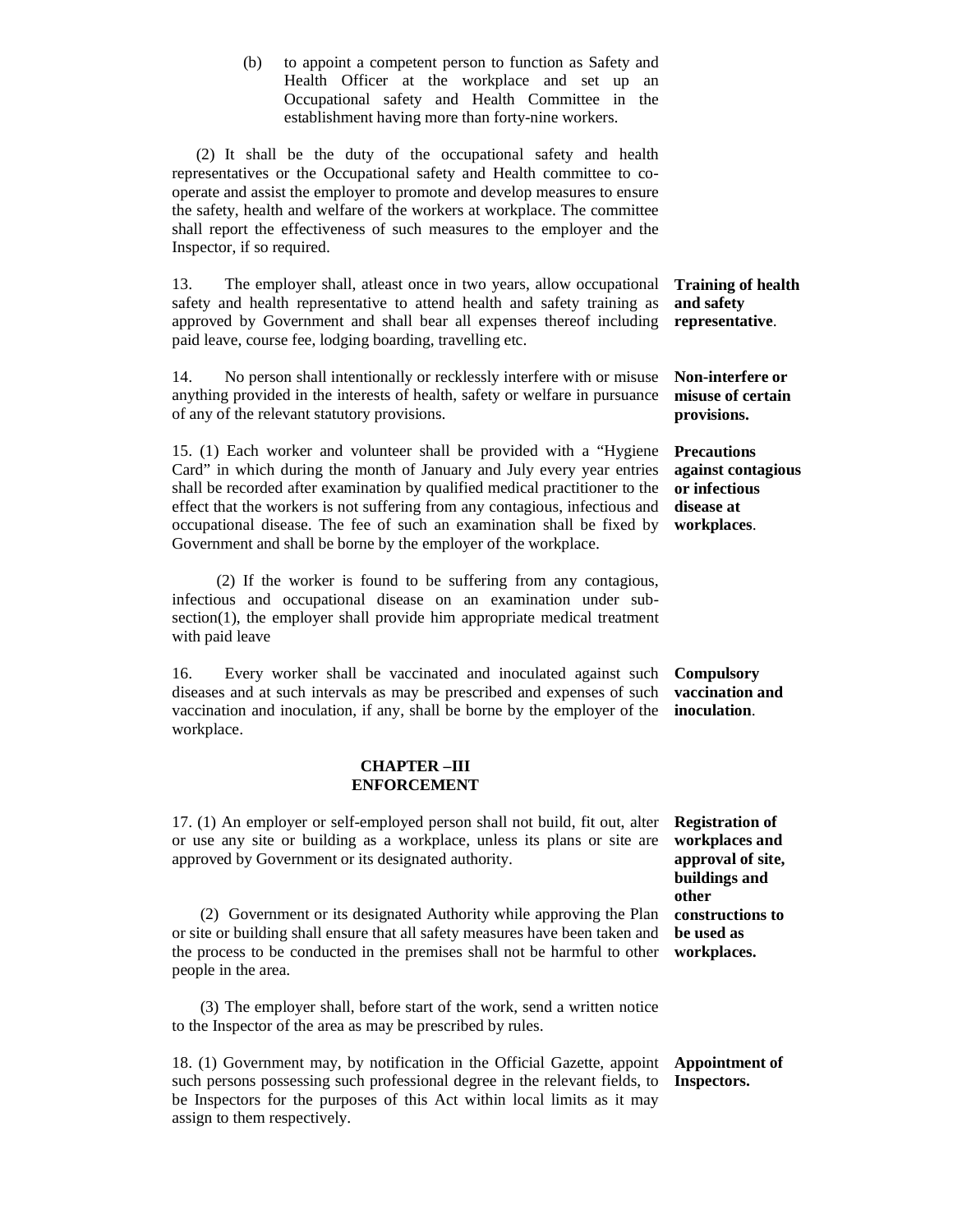(b) to appoint a competent person to function as Safety and Health Officer at the workplace and set up an Occupational safety and Health Committee in the establishment having more than forty-nine workers.

(2) It shall be the duty of the occupational safety and health representatives or the Occupational safety and Health committee to co-operate and assist the employer to promote and develop measures to ensure the safety, health and welfare of the workers at workplace. The committee shall report the effectiveness of such measures to the employer and the Inspector, if so required.

**Training of health and safety representative**.

13. The employer shall, atleast once in two years, allow occupational safety and health representative to attend health and safety training as approved by Government and shall bear all expenses thereof including paid leave, course fee, lodging boarding, travelling etc.

**Non-interfere or misuse of certain provisions.**

14. No person shall intentionally or recklessly interfere with or misuse anything provided in the interests of health, safety or welfare in pursuance of any of the relevant statutory provisions.

**Precautions against contagious or infectious disease at workplaces**.

15. (1) Each worker and volunteer shall be provided with a "Hygiene Card" in which during the month of January and July every year entries shall be recorded after examination by qualified medical practitioner to the effect that the workers is not suffering from any contagious, infectious and occupational disease. The fee of such an examination shall be fixed by Government and shall be borne by the employer of the workplace.

(2) If the worker is found to be suffering from any contagious, infectious and occupational disease on an examination under sub-section(1), the employer shall provide him appropriate medical treatment with paid leave

**Compulsory vaccination and inoculation**.

16. Every worker shall be vaccinated and inoculated against such diseases and at such intervals as may be prescribed and expenses of such vaccination and inoculation, if any, shall be borne by the employer of the workplace.

## CHAPTER –III
## ENFORCEMENT

**Registration of workplaces and approval of site, buildings and other constructions to be used as workplaces.**

17. (1) An employer or self-employed person shall not build, fit out, alter or use any site or building as a workplace, unless its plans or site are approved by Government or its designated authority.

(2) Government or its designated Authority while approving the Plan or site or building shall ensure that all safety measures have been taken and the process to be conducted in the premises shall not be harmful to other people in the area.

(3) The employer shall, before start of the work, send a written notice to the Inspector of the area as may be prescribed by rules.

**Appointment of Inspectors.**

18. (1) Government may, by notification in the Official Gazette, appoint such persons possessing such professional degree in the relevant fields, to be Inspectors for the purposes of this Act within local limits as it may assign to them respectively.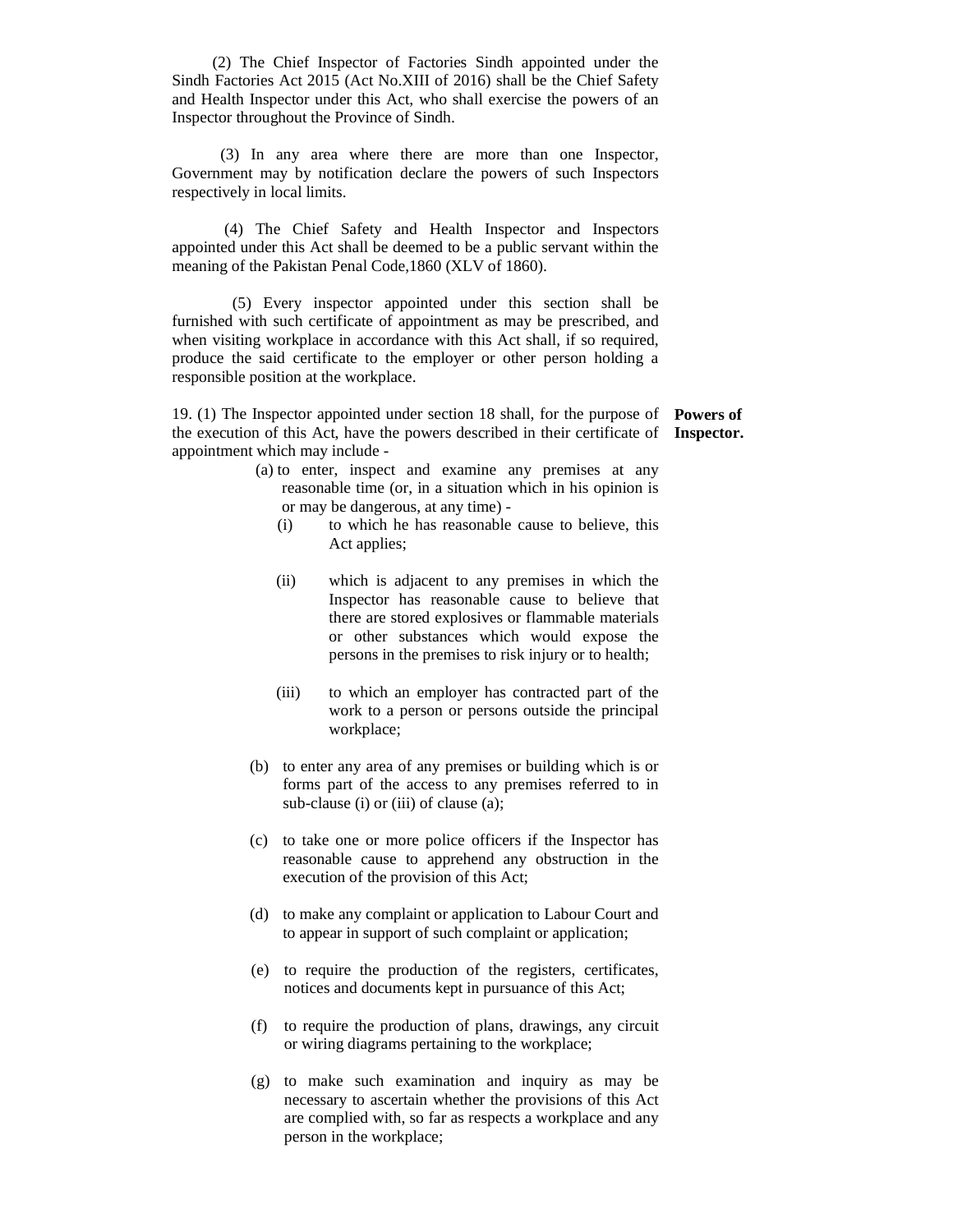(2) The Chief Inspector of Factories Sindh appointed under the Sindh Factories Act 2015 (Act No.XIII of 2016) shall be the Chief Safety and Health Inspector under this Act, who shall exercise the powers of an Inspector throughout the Province of Sindh.

(3) In any area where there are more than one Inspector, Government may by notification declare the powers of such Inspectors respectively in local limits.

(4) The Chief Safety and Health Inspector and Inspectors appointed under this Act shall be deemed to be a public servant within the meaning of the Pakistan Penal Code,1860 (XLV of 1860).

(5) Every inspector appointed under this section shall be furnished with such certificate of appointment as may be prescribed, and when visiting workplace in accordance with this Act shall, if so required, produce the said certificate to the employer or other person holding a responsible position at the workplace.

**Powers of Inspector.**

19. (1) The Inspector appointed under section 18 shall, for the purpose of the execution of this Act, have the powers described in their certificate of appointment which may include -

(a) to enter, inspect and examine any premises at any reasonable time (or, in a situation which in his opinion is or may be dangerous, at any time) -

(i) to which he has reasonable cause to believe, this Act applies;

(ii) which is adjacent to any premises in which the Inspector has reasonable cause to believe that there are stored explosives or flammable materials or other substances which would expose the persons in the premises to risk injury or to health;

(iii) to which an employer has contracted part of the work to a person or persons outside the principal workplace;

(b) to enter any area of any premises or building which is or forms part of the access to any premises referred to in sub-clause (i) or (iii) of clause (a);

(c) to take one or more police officers if the Inspector has reasonable cause to apprehend any obstruction in the execution of the provision of this Act;

(d) to make any complaint or application to Labour Court and to appear in support of such complaint or application;

(e) to require the production of the registers, certificates, notices and documents kept in pursuance of this Act;

(f) to require the production of plans, drawings, any circuit or wiring diagrams pertaining to the workplace;

(g) to make such examination and inquiry as may be necessary to ascertain whether the provisions of this Act are complied with, so far as respects a workplace and any person in the workplace;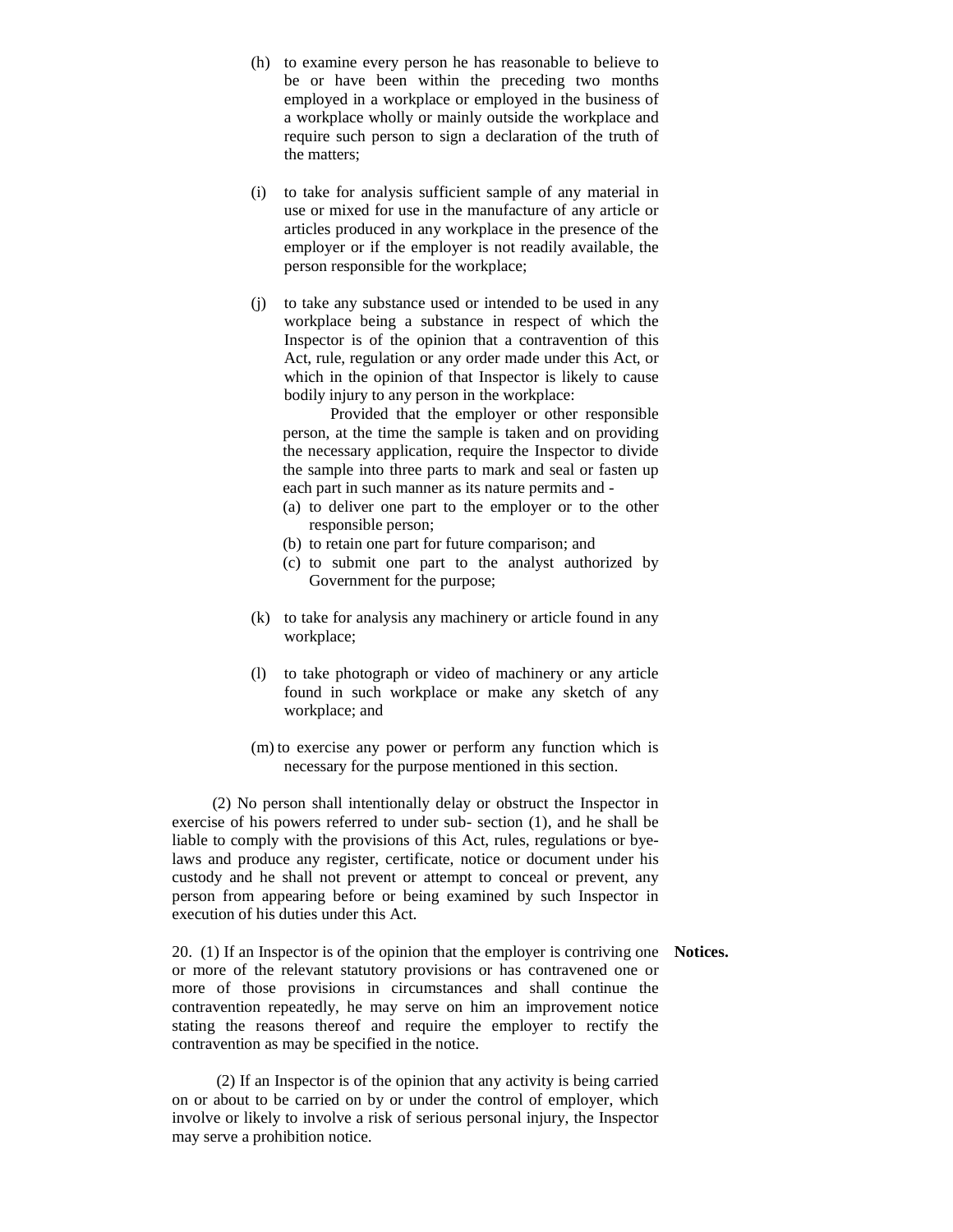(h) to examine every person he has reasonable to believe to be or have been within the preceding two months employed in a workplace or employed in the business of a workplace wholly or mainly outside the workplace and require such person to sign a declaration of the truth of the matters;

(i) to take for analysis sufficient sample of any material in use or mixed for use in the manufacture of any article or articles produced in any workplace in the presence of the employer or if the employer is not readily available, the person responsible for the workplace;

(j) to take any substance used or intended to be used in any workplace being a substance in respect of which the Inspector is of the opinion that a contravention of this Act, rule, regulation or any order made under this Act, or which in the opinion of that Inspector is likely to cause bodily injury to any person in the workplace:

Provided that the employer or other responsible person, at the time the sample is taken and on providing the necessary application, require the Inspector to divide the sample into three parts to mark and seal or fasten up each part in such manner as its nature permits and -

(a) to deliver one part to the employer or to the other responsible person;
(b) to retain one part for future comparison; and
(c) to submit one part to the analyst authorized by Government for the purpose;

(k) to take for analysis any machinery or article found in any workplace;

(l) to take photograph or video of machinery or any article found in such workplace or make any sketch of any workplace; and

(m) to exercise any power or perform any function which is necessary for the purpose mentioned in this section.

(2) No person shall intentionally delay or obstruct the Inspector in exercise of his powers referred to under sub- section (1), and he shall be liable to comply with the provisions of this Act, rules, regulations or bye-laws and produce any register, certificate, notice or document under his custody and he shall not prevent or attempt to conceal or prevent, any person from appearing before or being examined by such Inspector in execution of his duties under this Act.

**Notices.**

20. (1) If an Inspector is of the opinion that the employer is contriving one or more of the relevant statutory provisions or has contravened one or more of those provisions in circumstances and shall continue the contravention repeatedly, he may serve on him an improvement notice stating the reasons thereof and require the employer to rectify the contravention as may be specified in the notice.

(2) If an Inspector is of the opinion that any activity is being carried on or about to be carried on by or under the control of employer, which involve or likely to involve a risk of serious personal injury, the Inspector may serve a prohibition notice.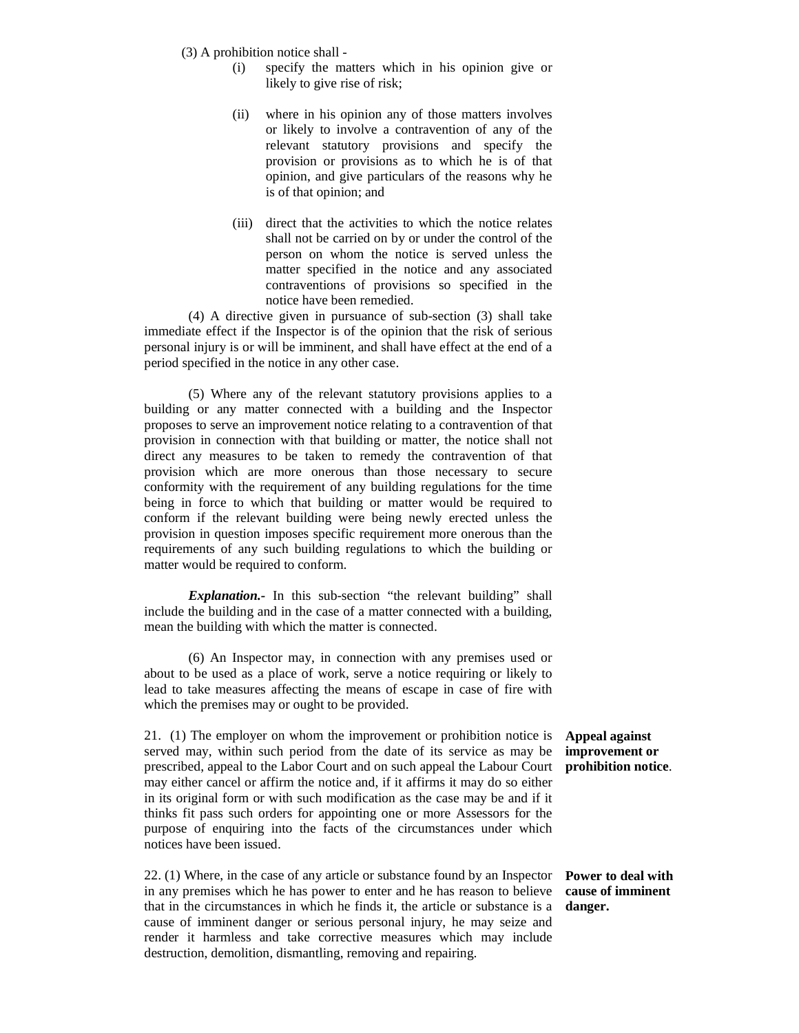(3) A prohibition notice shall -

(i) specify the matters which in his opinion give or likely to give rise of risk;

(ii) where in his opinion any of those matters involves or likely to involve a contravention of any of the relevant statutory provisions and specify the provision or provisions as to which he is of that opinion, and give particulars of the reasons why he is of that opinion; and

(iii) direct that the activities to which the notice relates shall not be carried on by or under the control of the person on whom the notice is served unless the matter specified in the notice and any associated contraventions of provisions so specified in the notice have been remedied.

(4) A directive given in pursuance of sub-section (3) shall take immediate effect if the Inspector is of the opinion that the risk of serious personal injury is or will be imminent, and shall have effect at the end of a period specified in the notice in any other case.

(5) Where any of the relevant statutory provisions applies to a building or any matter connected with a building and the Inspector proposes to serve an improvement notice relating to a contravention of that provision in connection with that building or matter, the notice shall not direct any measures to be taken to remedy the contravention of that provision which are more onerous than those necessary to secure conformity with the requirement of any building regulations for the time being in force to which that building or matter would be required to conform if the relevant building were being newly erected unless the provision in question imposes specific requirement more onerous than the requirements of any such building regulations to which the building or matter would be required to conform.

***Explanation.***- In this sub-section "the relevant building" shall include the building and in the case of a matter connected with a building, mean the building with which the matter is connected.

(6) An Inspector may, in connection with any premises used or about to be used as a place of work, serve a notice requiring or likely to lead to take measures affecting the means of escape in case of fire with which the premises may or ought to be provided.

**Appeal against improvement or prohibition notice**.

21. (1) The employer on whom the improvement or prohibition notice is served may, within such period from the date of its service as may be prescribed, appeal to the Labor Court and on such appeal the Labour Court may either cancel or affirm the notice and, if it affirms it may do so either in its original form or with such modification as the case may be and if it thinks fit pass such orders for appointing one or more Assessors for the purpose of enquiring into the facts of the circumstances under which notices have been issued.

**Power to deal with cause of imminent danger.**

22. (1) Where, in the case of any article or substance found by an Inspector in any premises which he has power to enter and he has reason to believe that in the circumstances in which he finds it, the article or substance is a cause of imminent danger or serious personal injury, he may seize and render it harmless and take corrective measures which may include destruction, demolition, dismantling, removing and repairing.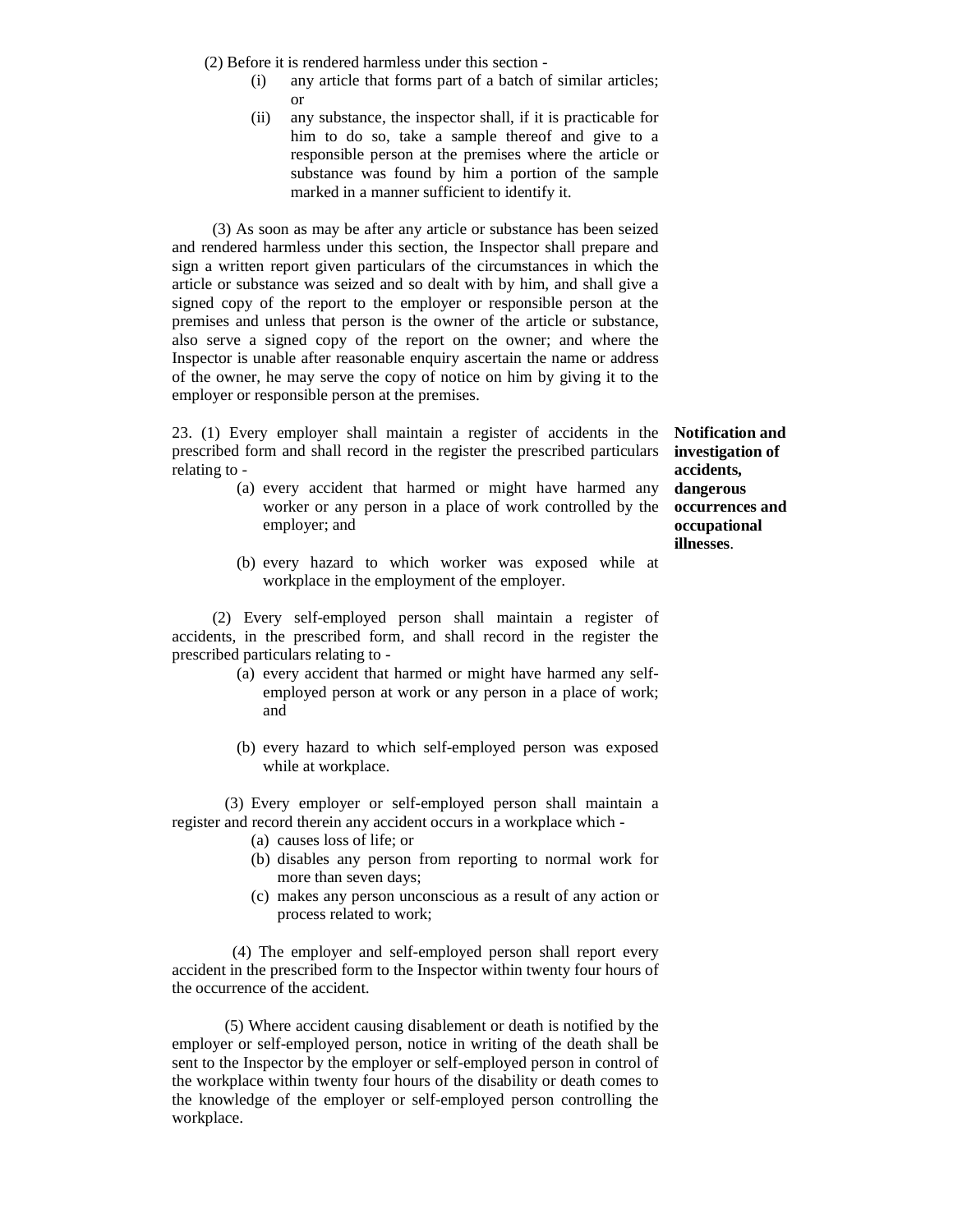(2) Before it is rendered harmless under this section -

(i) any article that forms part of a batch of similar articles; or

(ii) any substance, the inspector shall, if it is practicable for him to do so, take a sample thereof and give to a responsible person at the premises where the article or substance was found by him a portion of the sample marked in a manner sufficient to identify it.

(3) As soon as may be after any article or substance has been seized and rendered harmless under this section, the Inspector shall prepare and sign a written report given particulars of the circumstances in which the article or substance was seized and so dealt with by him, and shall give a signed copy of the report to the employer or responsible person at the premises and unless that person is the owner of the article or substance, also serve a signed copy of the report on the owner; and where the Inspector is unable after reasonable enquiry ascertain the name or address of the owner, he may serve the copy of notice on him by giving it to the employer or responsible person at the premises.

**Notification and investigation of accidents, dangerous occurrences and occupational illnesses**.

23. (1) Every employer shall maintain a register of accidents in the prescribed form and shall record in the register the prescribed particulars relating to -

(a) every accident that harmed or might have harmed any worker or any person in a place of work controlled by the employer; and

(b) every hazard to which worker was exposed while at workplace in the employment of the employer.

(2) Every self-employed person shall maintain a register of accidents, in the prescribed form, and shall record in the register the prescribed particulars relating to -

(a) every accident that harmed or might have harmed any self-employed person at work or any person in a place of work; and

(b) every hazard to which self-employed person was exposed while at workplace.

(3) Every employer or self-employed person shall maintain a register and record therein any accident occurs in a workplace which -

(a) causes loss of life; or

(b) disables any person from reporting to normal work for more than seven days;

(c) makes any person unconscious as a result of any action or process related to work;

(4) The employer and self-employed person shall report every accident in the prescribed form to the Inspector within twenty four hours of the occurrence of the accident.

(5) Where accident causing disablement or death is notified by the employer or self-employed person, notice in writing of the death shall be sent to the Inspector by the employer or self-employed person in control of the workplace within twenty four hours of the disability or death comes to the knowledge of the employer or self-employed person controlling the workplace.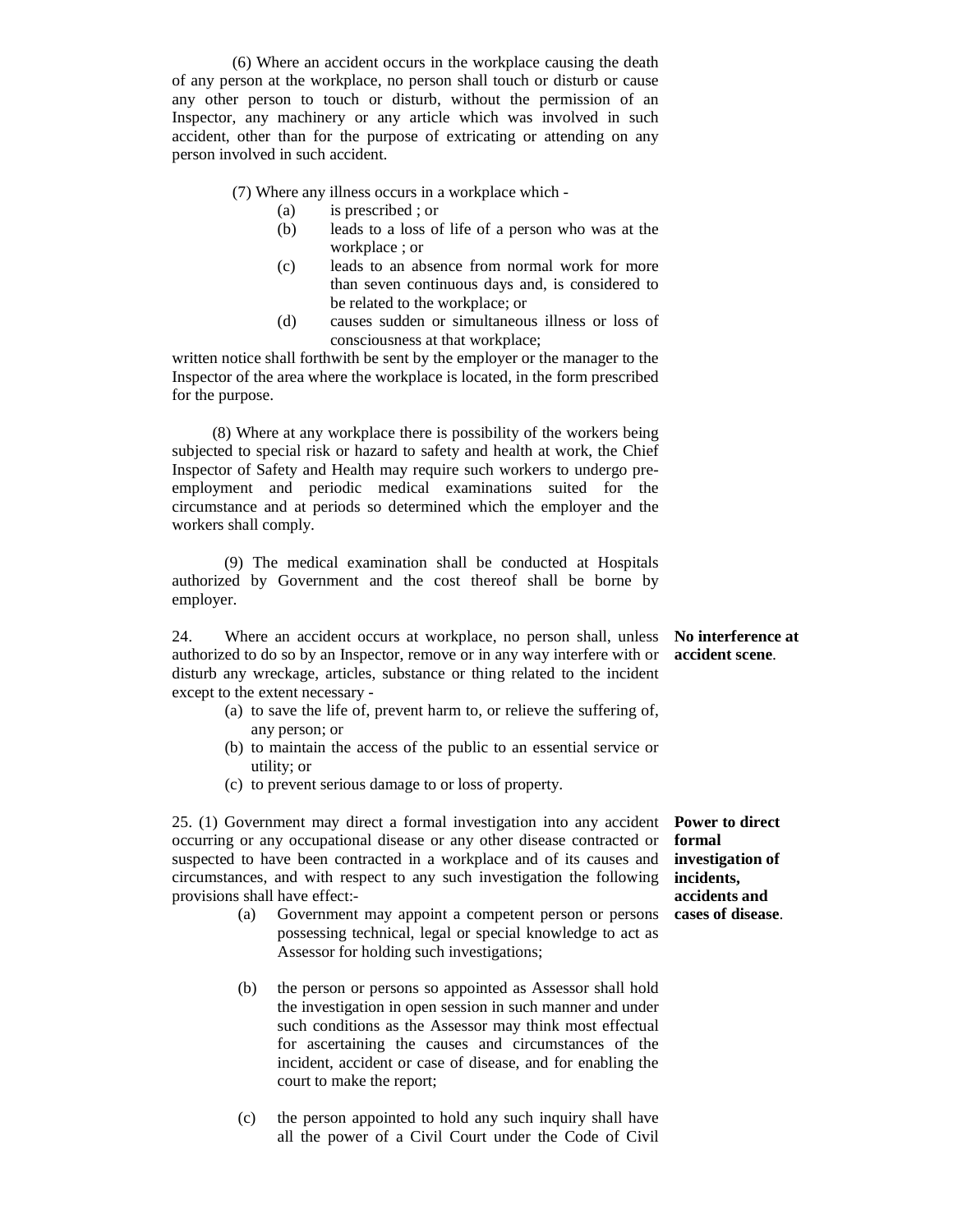(6) Where an accident occurs in the workplace causing the death of any person at the workplace, no person shall touch or disturb or cause any other person to touch or disturb, without the permission of an Inspector, any machinery or any article which was involved in such accident, other than for the purpose of extricating or attending on any person involved in such accident.

(7) Where any illness occurs in a workplace which -

- (a) is prescribed ; or
- (b) leads to a loss of life of a person who was at the workplace ; or
- (c) leads to an absence from normal work for more than seven continuous days and, is considered to be related to the workplace; or
- (d) causes sudden or simultaneous illness or loss of consciousness at that workplace;

written notice shall forthwith be sent by the employer or the manager to the Inspector of the area where the workplace is located, in the form prescribed for the purpose.

(8) Where at any workplace there is possibility of the workers being subjected to special risk or hazard to safety and health at work, the Chief Inspector of Safety and Health may require such workers to undergo pre-employment and periodic medical examinations suited for the circumstance and at periods so determined which the employer and the workers shall comply.

(9) The medical examination shall be conducted at Hospitals authorized by Government and the cost thereof shall be borne by employer.

**No interference at accident scene.**

24. Where an accident occurs at workplace, no person shall, unless authorized to do so by an Inspector, remove or in any way interfere with or disturb any wreckage, articles, substance or thing related to the incident except to the extent necessary -

- (a) to save the life of, prevent harm to, or relieve the suffering of, any person; or
- (b) to maintain the access of the public to an essential service or utility; or
- (c) to prevent serious damage to or loss of property.

**Power to direct formal investigation of incidents, accidents and cases of disease.**

25. (1) Government may direct a formal investigation into any accident occurring or any occupational disease or any other disease contracted or suspected to have been contracted in a workplace and of its causes and circumstances, and with respect to any such investigation the following provisions shall have effect:-

- (a) Government may appoint a competent person or persons possessing technical, legal or special knowledge to act as Assessor for holding such investigations;
- (b) the person or persons so appointed as Assessor shall hold the investigation in open session in such manner and under such conditions as the Assessor may think most effectual for ascertaining the causes and circumstances of the incident, accident or case of disease, and for enabling the court to make the report;
- (c) the person appointed to hold any such inquiry shall have all the power of a Civil Court under the Code of Civil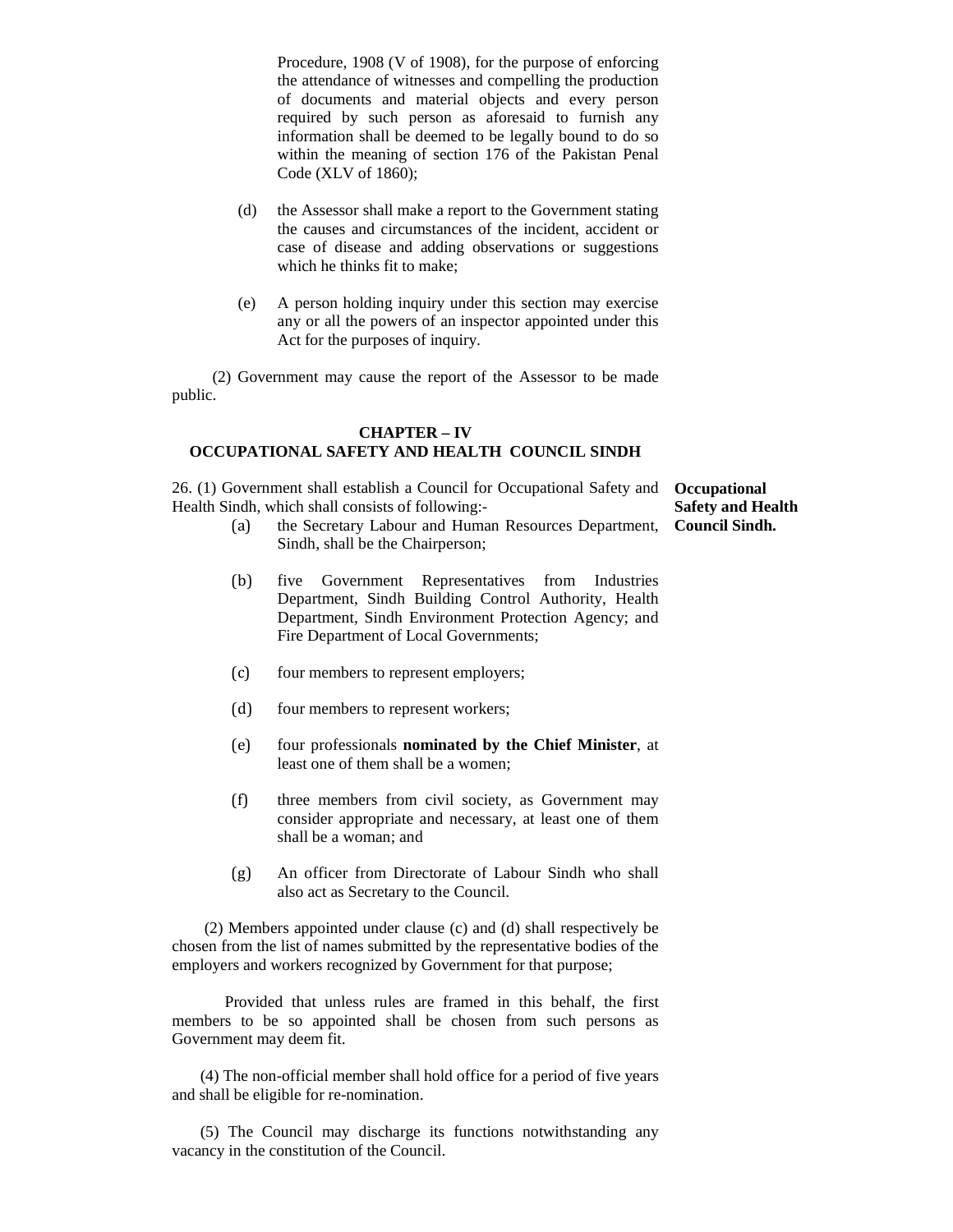Procedure, 1908 (V of 1908), for the purpose of enforcing the attendance of witnesses and compelling the production of documents and material objects and every person required by such person as aforesaid to furnish any information shall be deemed to be legally bound to do so within the meaning of section 176 of the Pakistan Penal Code (XLV of 1860);

(d) the Assessor shall make a report to the Government stating the causes and circumstances of the incident, accident or case of disease and adding observations or suggestions which he thinks fit to make;

(e) A person holding inquiry under this section may exercise any or all the powers of an inspector appointed under this Act for the purposes of inquiry.

(2) Government may cause the report of the Assessor to be made public.

## CHAPTER – IV
## OCCUPATIONAL SAFETY AND HEALTH COUNCIL SINDH

**Occupational Safety and Health Council Sindh.**

26. (1) Government shall establish a Council for Occupational Safety and Health Sindh, which shall consists of following:-

(a) the Secretary Labour and Human Resources Department, Sindh, shall be the Chairperson;

(b) five Government Representatives from Industries Department, Sindh Building Control Authority, Health Department, Sindh Environment Protection Agency; and Fire Department of Local Governments;

(c) four members to represent employers;

(d) four members to represent workers;

(e) four professionals **nominated by the Chief Minister**, at least one of them shall be a women;

(f) three members from civil society, as Government may consider appropriate and necessary, at least one of them shall be a woman; and

(g) An officer from Directorate of Labour Sindh who shall also act as Secretary to the Council.

(2) Members appointed under clause (c) and (d) shall respectively be chosen from the list of names submitted by the representative bodies of the employers and workers recognized by Government for that purpose;

Provided that unless rules are framed in this behalf, the first members to be so appointed shall be chosen from such persons as Government may deem fit.

(4) The non-official member shall hold office for a period of five years and shall be eligible for re-nomination.

(5) The Council may discharge its functions notwithstanding any vacancy in the constitution of the Council.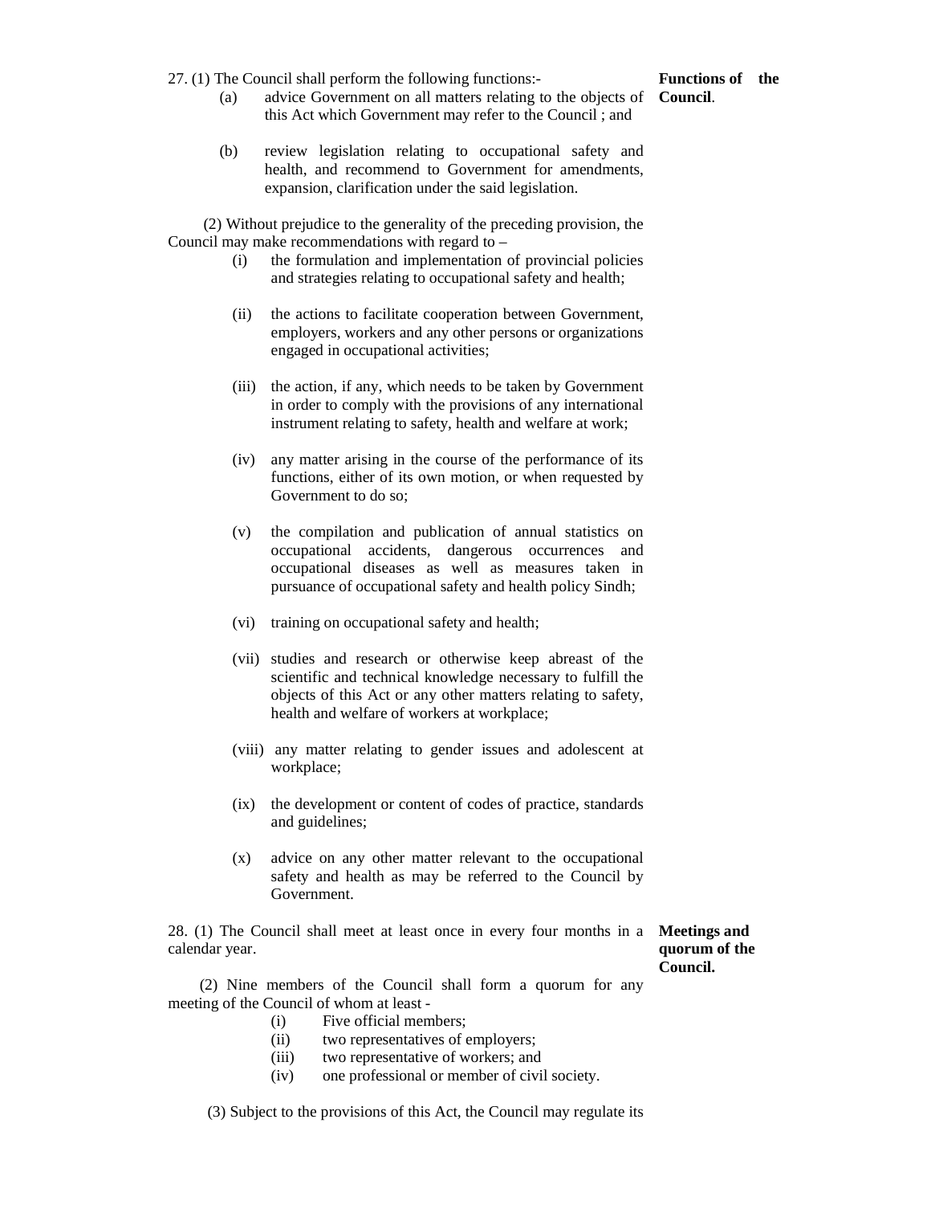**Functions of the Council.**

27. (1) The Council shall perform the following functions:-

(a) advice Government on all matters relating to the objects of this Act which Government may refer to the Council ; and

(b) review legislation relating to occupational safety and health, and recommend to Government for amendments, expansion, clarification under the said legislation.

(2) Without prejudice to the generality of the preceding provision, the Council may make recommendations with regard to –

(i) the formulation and implementation of provincial policies and strategies relating to occupational safety and health;

(ii) the actions to facilitate cooperation between Government, employers, workers and any other persons or organizations engaged in occupational activities;

(iii) the action, if any, which needs to be taken by Government in order to comply with the provisions of any international instrument relating to safety, health and welfare at work;

(iv) any matter arising in the course of the performance of its functions, either of its own motion, or when requested by Government to do so;

(v) the compilation and publication of annual statistics on occupational accidents, dangerous occurrences and occupational diseases as well as measures taken in pursuance of occupational safety and health policy Sindh;

(vi) training on occupational safety and health;

(vii) studies and research or otherwise keep abreast of the scientific and technical knowledge necessary to fulfill the objects of this Act or any other matters relating to safety, health and welfare of workers at workplace;

(viii) any matter relating to gender issues and adolescent at workplace;

(ix) the development or content of codes of practice, standards and guidelines;

(x) advice on any other matter relevant to the occupational safety and health as may be referred to the Council by Government.

**Meetings and quorum of the Council.**

28. (1) The Council shall meet at least once in every four months in a calendar year.

(2) Nine members of the Council shall form a quorum for any meeting of the Council of whom at least -

(i) Five official members;
(ii) two representatives of employers;
(iii) two representative of workers; and
(iv) one professional or member of civil society.

(3) Subject to the provisions of this Act, the Council may regulate its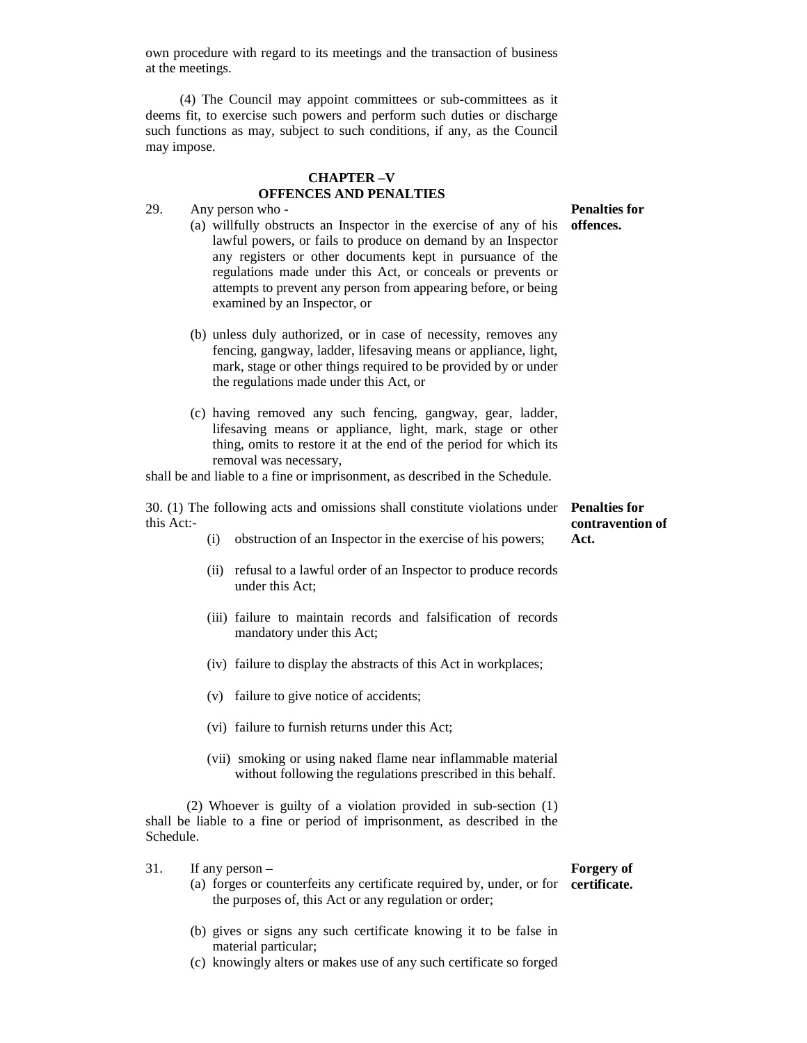own procedure with regard to its meetings and the transaction of business at the meetings.

(4) The Council may appoint committees or sub-committees as it deems fit, to exercise such powers and perform such duties or discharge such functions as may, subject to such conditions, if any, as the Council may impose.

## CHAPTER –V
## OFFENCES AND PENALTIES

**Penalties for offences.**

29. Any person who -

(a) willfully obstructs an Inspector in the exercise of any of his lawful powers, or fails to produce on demand by an Inspector any registers or other documents kept in pursuance of the regulations made under this Act, or conceals or prevents or attempts to prevent any person from appearing before, or being examined by an Inspector, or

(b) unless duly authorized, or in case of necessity, removes any fencing, gangway, ladder, lifesaving means or appliance, light, mark, stage or other things required to be provided by or under the regulations made under this Act, or

(c) having removed any such fencing, gangway, gear, ladder, lifesaving means or appliance, light, mark, stage or other thing, omits to restore it at the end of the period for which its removal was necessary,

shall be and liable to a fine or imprisonment, as described in the Schedule.

**Penalties for contravention of Act.**

30. (1) The following acts and omissions shall constitute violations under this Act:-

(i) obstruction of an Inspector in the exercise of his powers;

(ii) refusal to a lawful order of an Inspector to produce records under this Act;

(iii) failure to maintain records and falsification of records mandatory under this Act;

(iv) failure to display the abstracts of this Act in workplaces;

(v) failure to give notice of accidents;

(vi) failure to furnish returns under this Act;

(vii) smoking or using naked flame near inflammable material without following the regulations prescribed in this behalf.

(2) Whoever is guilty of a violation provided in sub-section (1) shall be liable to a fine or period of imprisonment, as described in the Schedule.

**Forgery of certificate.**

31. If any person –

(a) forges or counterfeits any certificate required by, under, or for the purposes of, this Act or any regulation or order;

(b) gives or signs any such certificate knowing it to be false in material particular;

(c) knowingly alters or makes use of any such certificate so forged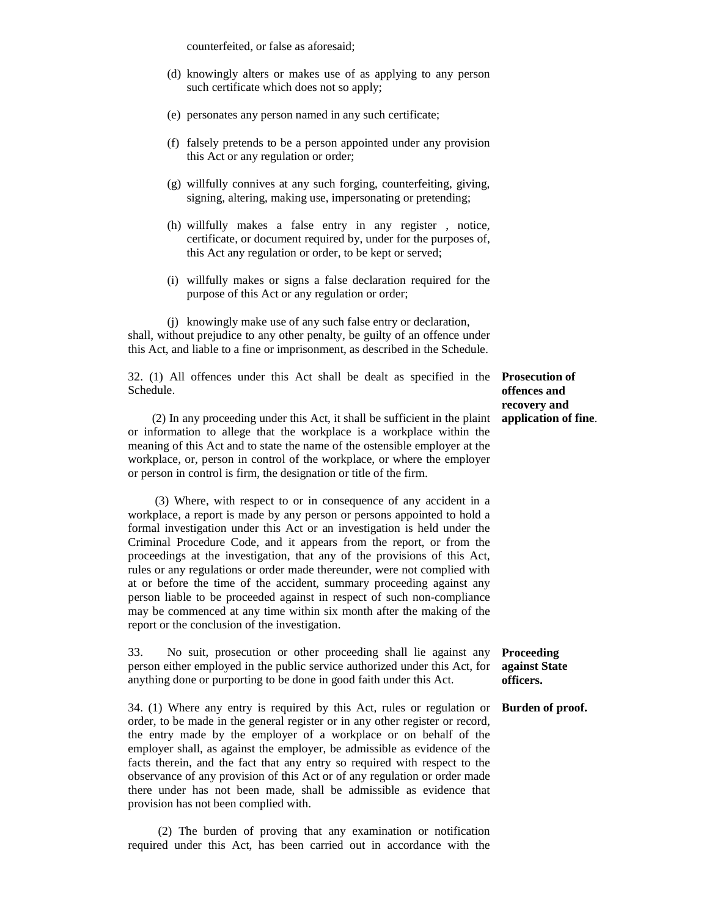counterfeited, or false as aforesaid;

(d) knowingly alters or makes use of as applying to any person such certificate which does not so apply;

(e) personates any person named in any such certificate;

(f) falsely pretends to be a person appointed under any provision this Act or any regulation or order;

(g) willfully connives at any such forging, counterfeiting, giving, signing, altering, making use, impersonating or pretending;

(h) willfully makes a false entry in any register , notice, certificate, or document required by, under for the purposes of, this Act any regulation or order, to be kept or served;

(i) willfully makes or signs a false declaration required for the purpose of this Act or any regulation or order;

(j) knowingly make use of any such false entry or declaration,

shall, without prejudice to any other penalty, be guilty of an offence under this Act, and liable to a fine or imprisonment, as described in the Schedule.

**Prosecution of offences and recovery and application of fine.**

32. (1) All offences under this Act shall be dealt as specified in the Schedule.

(2) In any proceeding under this Act, it shall be sufficient in the plaint or information to allege that the workplace is a workplace within the meaning of this Act and to state the name of the ostensible employer at the workplace, or, person in control of the workplace, or where the employer or person in control is firm, the designation or title of the firm.

(3) Where, with respect to or in consequence of any accident in a workplace, a report is made by any person or persons appointed to hold a formal investigation under this Act or an investigation is held under the Criminal Procedure Code, and it appears from the report, or from the proceedings at the investigation, that any of the provisions of this Act, rules or any regulations or order made thereunder, were not complied with at or before the time of the accident, summary proceeding against any person liable to be proceeded against in respect of such non-compliance may be commenced at any time within six month after the making of the report or the conclusion of the investigation.

**Proceeding against State officers.**

33. No suit, prosecution or other proceeding shall lie against any person either employed in the public service authorized under this Act, for anything done or purporting to be done in good faith under this Act.

**Burden of proof.**

34. (1) Where any entry is required by this Act, rules or regulation or order, to be made in the general register or in any other register or record, the entry made by the employer of a workplace or on behalf of the employer shall, as against the employer, be admissible as evidence of the facts therein, and the fact that any entry so required with respect to the observance of any provision of this Act or of any regulation or order made there under has not been made, shall be admissible as evidence that provision has not been complied with.

(2) The burden of proving that any examination or notification required under this Act, has been carried out in accordance with the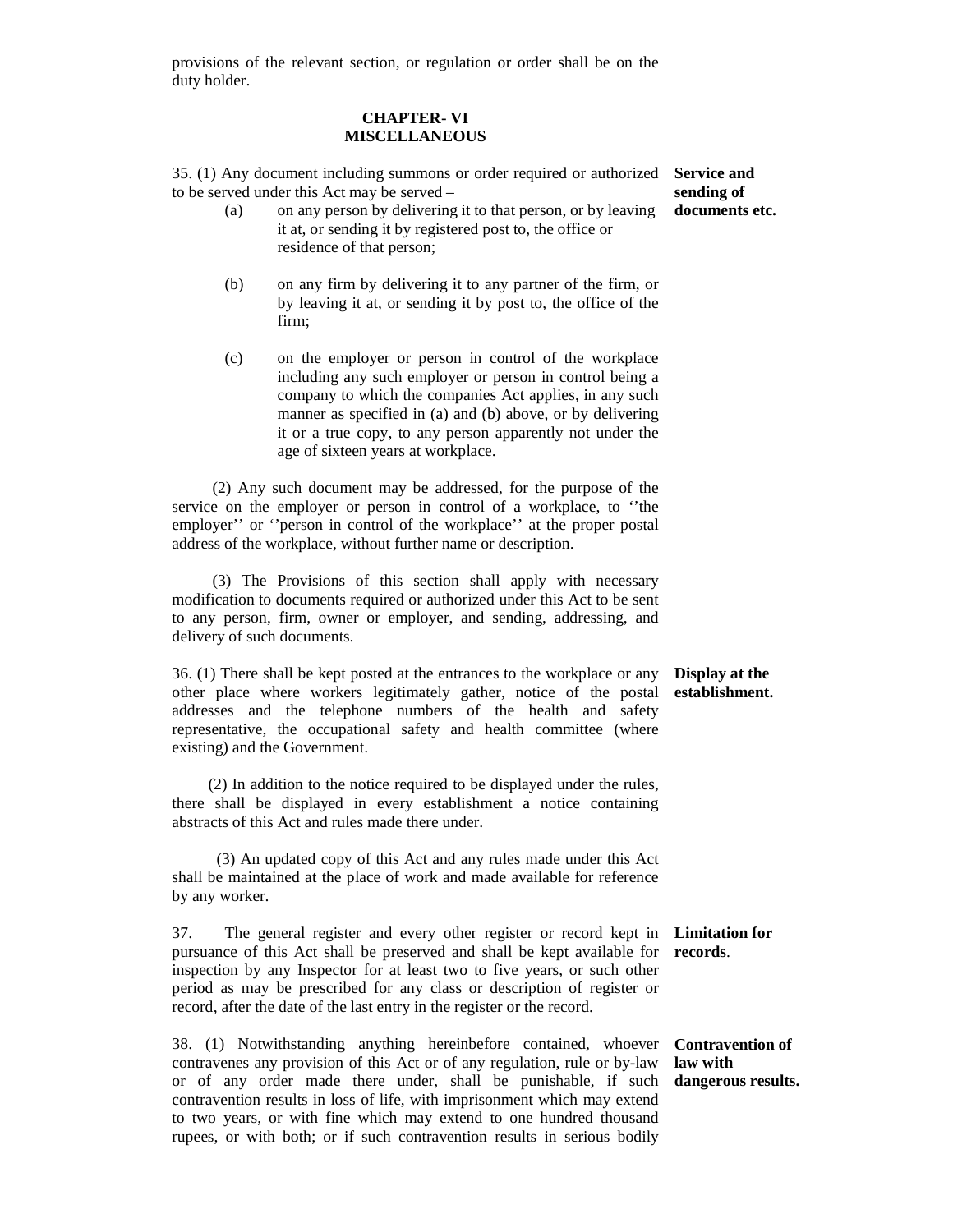provisions of the relevant section, or regulation or order shall be on the duty holder.

## CHAPTER- VI
## MISCELLANEOUS

**Service and sending of documents etc.**

35. (1) Any document including summons or order required or authorized to be served under this Act may be served –

(a) on any person by delivering it to that person, or by leaving it at, or sending it by registered post to, the office or residence of that person;

(b) on any firm by delivering it to any partner of the firm, or by leaving it at, or sending it by post to, the office of the firm;

(c) on the employer or person in control of the workplace including any such employer or person in control being a company to which the companies Act applies, in any such manner as specified in (a) and (b) above, or by delivering it or a true copy, to any person apparently not under the age of sixteen years at workplace.

(2) Any such document may be addressed, for the purpose of the service on the employer or person in control of a workplace, to ''the employer'' or ''person in control of the workplace'' at the proper postal address of the workplace, without further name or description.

(3) The Provisions of this section shall apply with necessary modification to documents required or authorized under this Act to be sent to any person, firm, owner or employer, and sending, addressing, and delivery of such documents.

**Display at the establishment.**

36. (1) There shall be kept posted at the entrances to the workplace or any other place where workers legitimately gather, notice of the postal addresses and the telephone numbers of the health and safety representative, the occupational safety and health committee (where existing) and the Government.

(2) In addition to the notice required to be displayed under the rules, there shall be displayed in every establishment a notice containing abstracts of this Act and rules made there under.

(3) An updated copy of this Act and any rules made under this Act shall be maintained at the place of work and made available for reference by any worker.

**Limitation for records.**

37. The general register and every other register or record kept in pursuance of this Act shall be preserved and shall be kept available for inspection by any Inspector for at least two to five years, or such other period as may be prescribed for any class or description of register or record, after the date of the last entry in the register or the record.

**Contravention of law with dangerous results.**

38. (1) Notwithstanding anything hereinbefore contained, whoever contravenes any provision of this Act or of any regulation, rule or by-law or of any order made there under, shall be punishable, if such contravention results in loss of life, with imprisonment which may extend to two years, or with fine which may extend to one hundred thousand rupees, or with both; or if such contravention results in serious bodily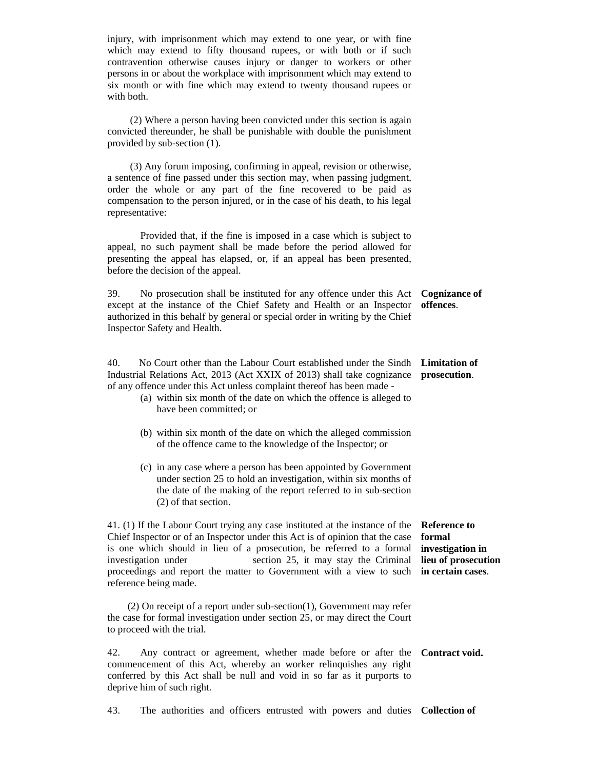injury, with imprisonment which may extend to one year, or with fine which may extend to fifty thousand rupees, or with both or if such contravention otherwise causes injury or danger to workers or other persons in or about the workplace with imprisonment which may extend to six month or with fine which may extend to twenty thousand rupees or with both.

(2) Where a person having been convicted under this section is again convicted thereunder, he shall be punishable with double the punishment provided by sub-section (1).

(3) Any forum imposing, confirming in appeal, revision or otherwise, a sentence of fine passed under this section may, when passing judgment, order the whole or any part of the fine recovered to be paid as compensation to the person injured, or in the case of his death, to his legal representative:

Provided that, if the fine is imposed in a case which is subject to appeal, no such payment shall be made before the period allowed for presenting the appeal has elapsed, or, if an appeal has been presented, before the decision of the appeal.

**Cognizance of offences.**

39. No prosecution shall be instituted for any offence under this Act except at the instance of the Chief Safety and Health or an Inspector authorized in this behalf by general or special order in writing by the Chief Inspector Safety and Health.

**Limitation of prosecution.**

40. No Court other than the Labour Court established under the Sindh Industrial Relations Act, 2013 (Act XXIX of 2013) shall take cognizance of any offence under this Act unless complaint thereof has been made -

(a) within six month of the date on which the offence is alleged to have been committed; or

(b) within six month of the date on which the alleged commission of the offence came to the knowledge of the Inspector; or

(c) in any case where a person has been appointed by Government under section 25 to hold an investigation, within six months of the date of the making of the report referred to in sub-section (2) of that section.

**Reference to formal investigation in lieu of prosecution in certain cases.**

41. (1) If the Labour Court trying any case instituted at the instance of the Chief Inspector or of an Inspector under this Act is of opinion that the case is one which should in lieu of a prosecution, be referred to a formal investigation under section 25, it may stay the Criminal proceedings and report the matter to Government with a view to such reference being made.

(2) On receipt of a report under sub-section(1), Government may refer the case for formal investigation under section 25, or may direct the Court to proceed with the trial.

**Contract void.**

42. Any contract or agreement, whether made before or after the commencement of this Act, whereby an worker relinquishes any right conferred by this Act shall be null and void in so far as it purports to deprive him of such right.

**Collection of**

43. The authorities and officers entrusted with powers and duties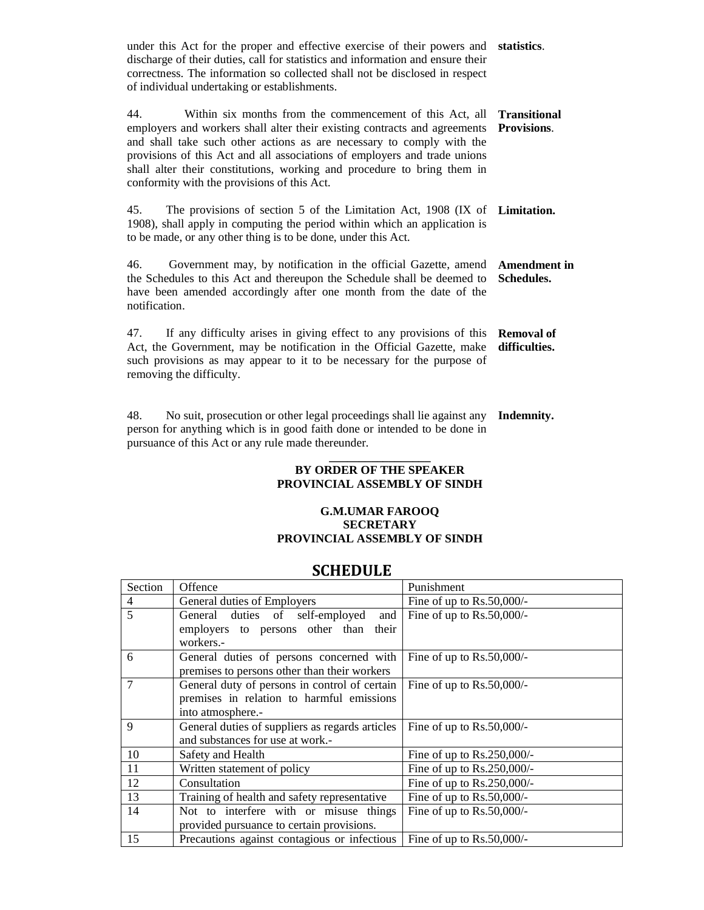under this Act for the proper and effective exercise of their powers and discharge of their duties, call for statistics and information and ensure their correctness. The information so collected shall not be disclosed in respect of individual undertaking or establishments. **statistics**.

**Transitional Provisions**.

44. Within six months from the commencement of this Act, all employers and workers shall alter their existing contracts and agreements and shall take such other actions as are necessary to comply with the provisions of this Act and all associations of employers and trade unions shall alter their constitutions, working and procedure to bring them in conformity with the provisions of this Act.

**Limitation.**

45. The provisions of section 5 of the Limitation Act, 1908 (IX of 1908), shall apply in computing the period within which an application is to be made, or any other thing is to be done, under this Act.

**Amendment in Schedules.**

46. Government may, by notification in the official Gazette, amend the Schedules to this Act and thereupon the Schedule shall be deemed to have been amended accordingly after one month from the date of the notification.

**Removal of difficulties.**

47. If any difficulty arises in giving effect to any provisions of this Act, the Government, may be notification in the Official Gazette, make such provisions as may appear to it to be necessary for the purpose of removing the difficulty.

**Indemnity.**

48. No suit, prosecution or other legal proceedings shall lie against any person for anything which is in good faith done or intended to be done in pursuance of this Act or any rule made thereunder.

**BY ORDER OF THE SPEAKER**
**PROVINCIAL ASSEMBLY OF SINDH**

**G.M.UMAR FAROOQ**
**SECRETARY**
**PROVINCIAL ASSEMBLY OF SINDH**

## SCHEDULE

| Section | Offence | Punishment |
|---|---|---|
| 4 | General duties of Employers | Fine of up to Rs.50,000/- |
| 5 | General duties of self-employed and employers to persons other than their workers.- | Fine of up to Rs.50,000/- |
| 6 | General duties of persons concerned with premises to persons other than their workers | Fine of up to Rs.50,000/- |
| 7 | General duty of persons in control of certain premises in relation to harmful emissions into atmosphere.- | Fine of up to Rs.50,000/- |
| 9 | General duties of suppliers as regards articles and substances for use at work.- | Fine of up to Rs.50,000/- |
| 10 | Safety and Health | Fine of up to Rs.250,000/- |
| 11 | Written statement of policy | Fine of up to Rs.250,000/- |
| 12 | Consultation | Fine of up to Rs.250,000/- |
| 13 | Training of health and safety representative | Fine of up to Rs.50,000/- |
| 14 | Not to interfere with or misuse things provided pursuance to certain provisions. | Fine of up to Rs.50,000/- |
| 15 | Precautions against contagious or infectious | Fine of up to Rs.50,000/- |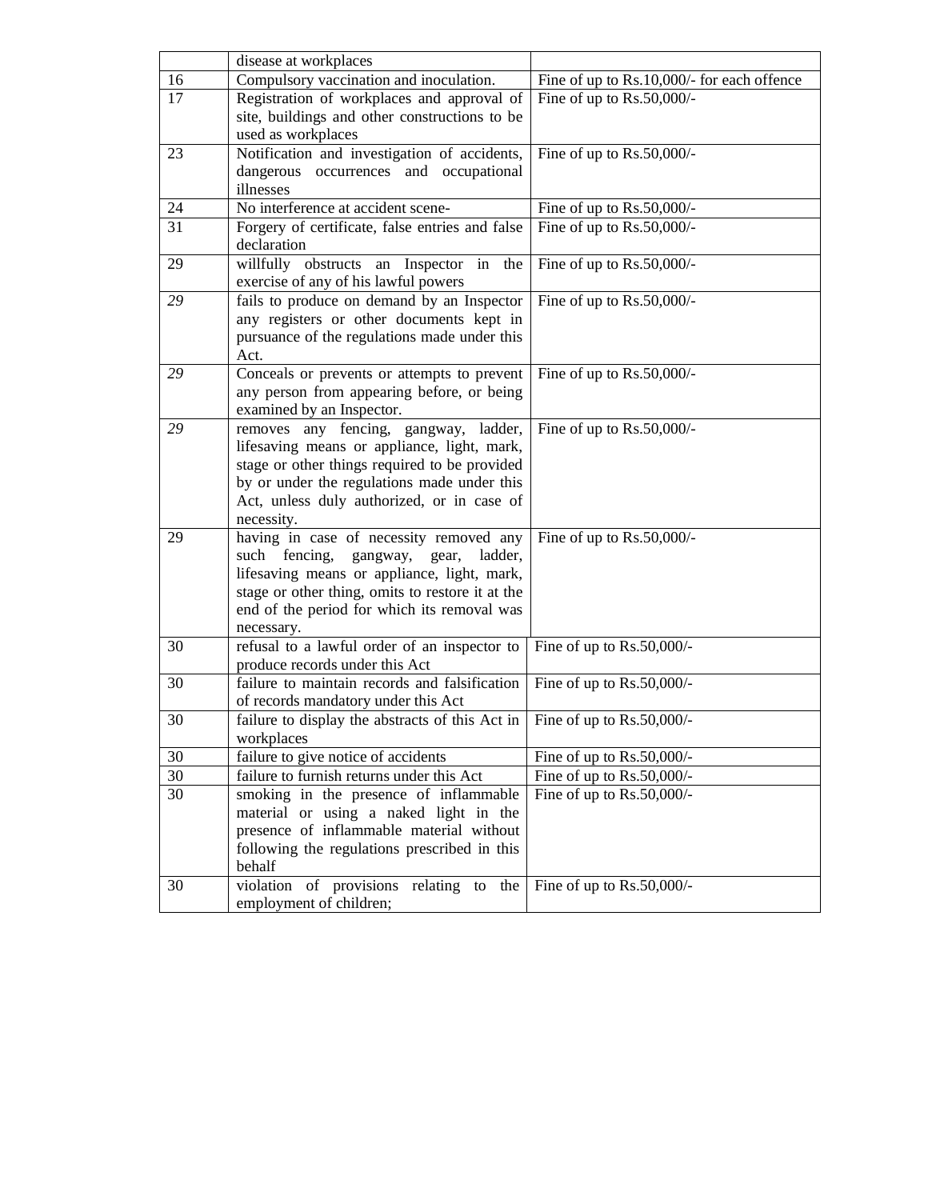| | | |
|---|---|---|
| | disease at workplaces | |
| 16 | Compulsory vaccination and inoculation. | Fine of up to Rs.10,000/- for each offence |
| 17 | Registration of workplaces and approval of site, buildings and other constructions to be used as workplaces | Fine of up to Rs.50,000/- |
| 23 | Notification and investigation of accidents, dangerous occurrences and occupational illnesses | Fine of up to Rs.50,000/- |
| 24 | No interference at accident scene- | Fine of up to Rs.50,000/- |
| 31 | Forgery of certificate, false entries and false declaration | Fine of up to Rs.50,000/- |
| 29 | willfully obstructs an Inspector in the exercise of any of his lawful powers | Fine of up to Rs.50,000/- |
| *29* | fails to produce on demand by an Inspector any registers or other documents kept in pursuance of the regulations made under this Act. | Fine of up to Rs.50,000/- |
| *29* | Conceals or prevents or attempts to prevent any person from appearing before, or being examined by an Inspector. | Fine of up to Rs.50,000/- |
| *29* | removes any fencing, gangway, ladder, lifesaving means or appliance, light, mark, stage or other things required to be provided by or under the regulations made under this Act, unless duly authorized, or in case of necessity. | Fine of up to Rs.50,000/- |
| 29 | having in case of necessity removed any such fencing, gangway, gear, ladder, lifesaving means or appliance, light, mark, stage or other thing, omits to restore it at the end of the period for which its removal was necessary. | Fine of up to Rs.50,000/- |
| 30 | refusal to a lawful order of an inspector to produce records under this Act | Fine of up to Rs.50,000/- |
| 30 | failure to maintain records and falsification of records mandatory under this Act | Fine of up to Rs.50,000/- |
| 30 | failure to display the abstracts of this Act in workplaces | Fine of up to Rs.50,000/- |
| 30 | failure to give notice of accidents | Fine of up to Rs.50,000/- |
| 30 | failure to furnish returns under this Act | Fine of up to Rs.50,000/- |
| 30 | smoking in the presence of inflammable material or using a naked light in the presence of inflammable material without following the regulations prescribed in this behalf | Fine of up to Rs.50,000/- |
| 30 | violation of provisions relating to the employment of children; | Fine of up to Rs.50,000/- |